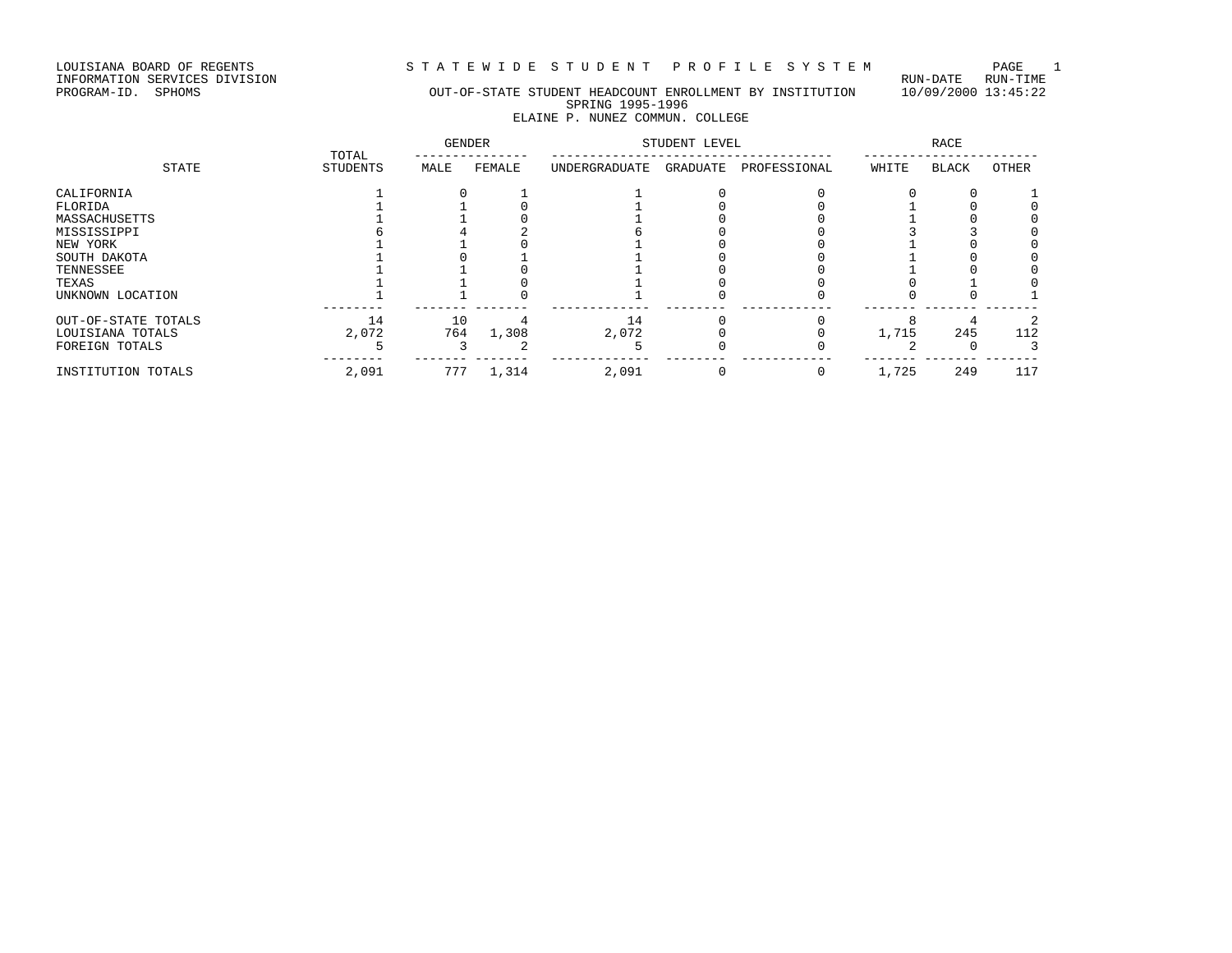LOUISIANA BOARD OF REGENTS
INFORMATION SERVICES DIVISION
PROGRAM-ID. SPHOMS

# STATEWIDE STUDENT PROFILE SYSTEM

RUN-DATE RUN-TIME
10/09/2000 13:45:22

## OUT-OF-STATE STUDENT HEADCOUNT ENROLLMENT BY INSTITUTION
SPRING 1995-1996
ELAINE P. NUNEZ COMMUN. COLLEGE

| STATE | TOTAL STUDENTS | GENDER | | STUDENT LEVEL | | | RACE | | |
|---|---|---|---|---|---|---|---|---|---|
| | | MALE | FEMALE | UNDERGRADUATE | GRADUATE | PROFESSIONAL | WHITE | BLACK | OTHER |
| CALIFORNIA | 1 | 0 | 1 | 1 | 0 | 0 | 0 | 0 | 1 |
| FLORIDA | 1 | 1 | 0 | 1 | 0 | 0 | 1 | 0 | 0 |
| MASSACHUSETTS | 1 | 1 | 0 | 1 | 0 | 0 | 1 | 0 | 0 |
| MISSISSIPPI | 6 | 4 | 2 | 6 | 0 | 0 | 3 | 3 | 0 |
| NEW YORK | 1 | 1 | 0 | 1 | 0 | 0 | 1 | 0 | 0 |
| SOUTH DAKOTA | 1 | 0 | 1 | 1 | 0 | 0 | 1 | 0 | 0 |
| TENNESSEE | 1 | 1 | 0 | 1 | 0 | 0 | 1 | 0 | 0 |
| TEXAS | 1 | 1 | 0 | 1 | 0 | 0 | 0 | 1 | 0 |
| UNKNOWN LOCATION | 1 | 1 | 0 | 1 | 0 | 0 | 0 | 0 | 1 |
| OUT-OF-STATE TOTALS | 14 | 10 | 4 | 14 | 0 | 0 | 8 | 4 | 2 |
| LOUISIANA TOTALS | 2,072 | 764 | 1,308 | 2,072 | 0 | 0 | 1,715 | 245 | 112 |
| FOREIGN TOTALS | 5 | 3 | 2 | 5 | 0 | 0 | 2 | 0 | 3 |
| INSTITUTION TOTALS | 2,091 | 777 | 1,314 | 2,091 | 0 | 0 | 1,725 | 249 | 117 |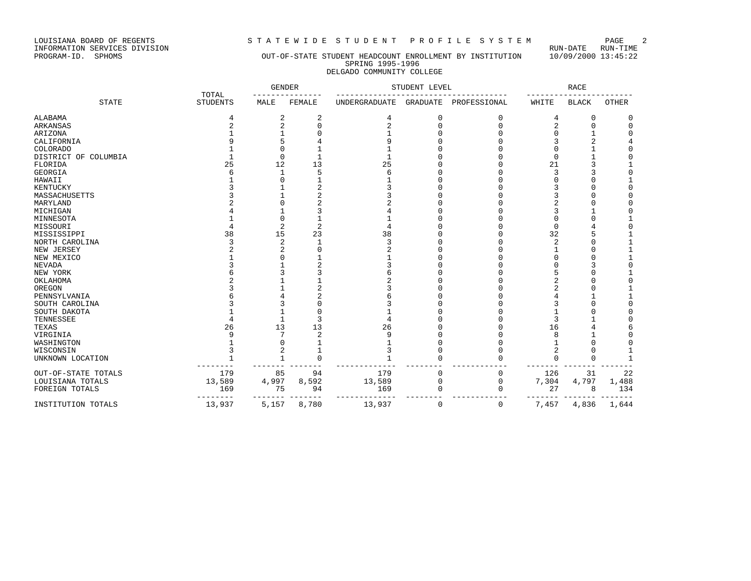LOUISIANA BOARD OF REGENTS
INFORMATION SERVICES DIVISION
PROGRAM-ID. SPHOMS

# STATEWIDE STUDENT PROFILE SYSTEM

RUN-DATE RUN-TIME
10/09/2000 13:45:22

## OUT-OF-STATE STUDENT HEADCOUNT ENROLLMENT BY INSTITUTION
### SPRING 1995-1996
### DELGADO COMMUNITY COLLEGE

| STATE | TOTAL STUDENTS | GENDER | | STUDENT LEVEL | | | RACE | | |
|---|---|---|---|---|---|---|---|---|---|
| | | MALE | FEMALE | UNDERGRADUATE | GRADUATE | PROFESSIONAL | WHITE | BLACK | OTHER |
| ALABAMA | 4 | 2 | 2 | 4 | 0 | 0 | 4 | 0 | 0 |
| ARKANSAS | 2 | 2 | 0 | 2 | 0 | 0 | 2 | 0 | 0 |
| ARIZONA | 1 | 1 | 0 | 1 | 0 | 0 | 0 | 1 | 0 |
| CALIFORNIA | 9 | 5 | 4 | 9 | 0 | 0 | 3 | 2 | 4 |
| COLORADO | 1 | 0 | 1 | 1 | 0 | 0 | 0 | 1 | 0 |
| DISTRICT OF COLUMBIA | 1 | 0 | 1 | 1 | 0 | 0 | 0 | 1 | 0 |
| FLORIDA | 25 | 12 | 13 | 25 | 0 | 0 | 21 | 3 | 1 |
| GEORGIA | 6 | 1 | 5 | 6 | 0 | 0 | 3 | 3 | 0 |
| HAWAII | 1 | 0 | 1 | 1 | 0 | 0 | 0 | 0 | 1 |
| KENTUCKY | 3 | 1 | 2 | 3 | 0 | 0 | 3 | 0 | 0 |
| MASSACHUSETTS | 3 | 1 | 2 | 3 | 0 | 0 | 3 | 0 | 0 |
| MARYLAND | 2 | 0 | 2 | 2 | 0 | 0 | 2 | 0 | 0 |
| MICHIGAN | 4 | 1 | 3 | 4 | 0 | 0 | 3 | 1 | 0 |
| MINNESOTA | 1 | 0 | 1 | 1 | 0 | 0 | 0 | 0 | 1 |
| MISSOURI | 4 | 2 | 2 | 4 | 0 | 0 | 0 | 4 | 0 |
| MISSISSIPPI | 38 | 15 | 23 | 38 | 0 | 0 | 32 | 5 | 1 |
| NORTH CAROLINA | 3 | 2 | 1 | 3 | 0 | 0 | 2 | 0 | 1 |
| NEW JERSEY | 2 | 2 | 0 | 2 | 0 | 0 | 1 | 0 | 1 |
| NEW MEXICO | 1 | 0 | 1 | 1 | 0 | 0 | 0 | 0 | 1 |
| NEVADA | 3 | 1 | 2 | 3 | 0 | 0 | 0 | 3 | 0 |
| NEW YORK | 6 | 3 | 3 | 6 | 0 | 0 | 5 | 0 | 1 |
| OKLAHOMA | 2 | 1 | 1 | 2 | 0 | 0 | 2 | 0 | 0 |
| OREGON | 3 | 1 | 2 | 3 | 0 | 0 | 2 | 0 | 1 |
| PENNSYLVANIA | 6 | 4 | 2 | 6 | 0 | 0 | 4 | 1 | 1 |
| SOUTH CAROLINA | 3 | 3 | 0 | 3 | 0 | 0 | 3 | 0 | 0 |
| SOUTH DAKOTA | 1 | 1 | 0 | 1 | 0 | 0 | 1 | 0 | 0 |
| TENNESSEE | 4 | 1 | 3 | 4 | 0 | 0 | 3 | 1 | 0 |
| TEXAS | 26 | 13 | 13 | 26 | 0 | 0 | 16 | 4 | 6 |
| VIRGINIA | 9 | 7 | 2 | 9 | 0 | 0 | 8 | 1 | 0 |
| WASHINGTON | 1 | 0 | 1 | 1 | 0 | 0 | 1 | 0 | 0 |
| WISCONSIN | 3 | 2 | 1 | 3 | 0 | 0 | 2 | 0 | 1 |
| UNKNOWN LOCATION | 1 | 1 | 0 | 1 | 0 | 0 | 0 | 0 | 1 |
| OUT-OF-STATE TOTALS | 179 | 85 | 94 | 179 | 0 | 0 | 126 | 31 | 22 |
| LOUISIANA TOTALS | 13,589 | 4,997 | 8,592 | 13,589 | 0 | 0 | 7,304 | 4,797 | 1,488 |
| FOREIGN TOTALS | 169 | 75 | 94 | 169 | 0 | 0 | 27 | 8 | 134 |
| INSTITUTION TOTALS | 13,937 | 5,157 | 8,780 | 13,937 | 0 | 0 | 7,457 | 4,836 | 1,644 |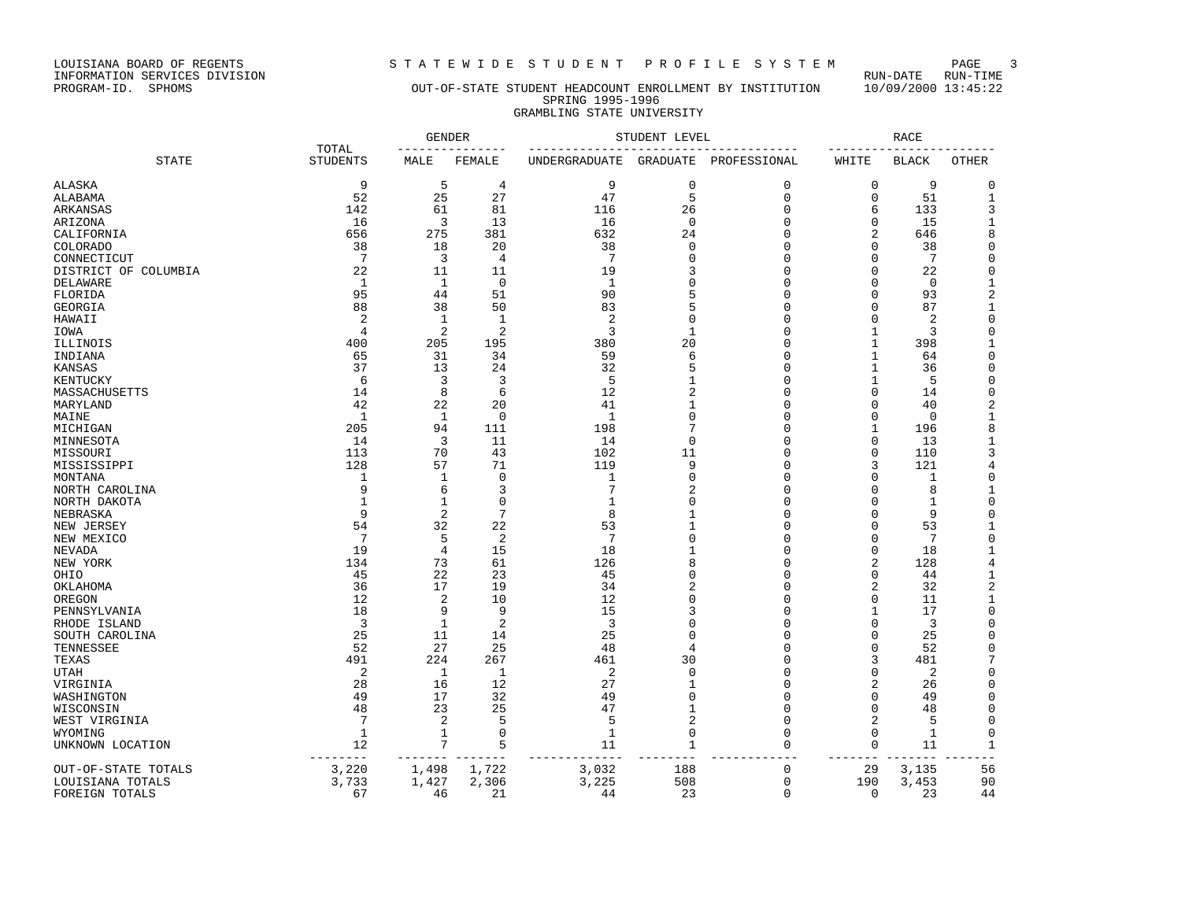LOUISIANA BOARD OF REGENTS
INFORMATION SERVICES DIVISION
PROGRAM-ID. SPHOMS

# STATEWIDE STUDENT PROFILE SYSTEM

RUN-DATE RUN-TIME 10/09/2000 13:45:22

## OUT-OF-STATE STUDENT HEADCOUNT ENROLLMENT BY INSTITUTION
### SPRING 1995-1996
### GRAMBLING STATE UNIVERSITY

| STATE | TOTAL STUDENTS | GENDER | | STUDENT LEVEL | | | RACE | | |
|---|---|---|---|---|---|---|---|---|---|
| | | MALE | FEMALE | UNDERGRADUATE | GRADUATE | PROFESSIONAL | WHITE | BLACK | OTHER |
| ALASKA | 9 | 5 | 4 | 9 | 0 | 0 | 0 | 9 | 0 |
| ALABAMA | 52 | 25 | 27 | 47 | 5 | 0 | 0 | 51 | 1 |
| ARKANSAS | 142 | 61 | 81 | 116 | 26 | 0 | 6 | 133 | 3 |
| ARIZONA | 16 | 3 | 13 | 16 | 0 | 0 | 0 | 15 | 1 |
| CALIFORNIA | 656 | 275 | 381 | 632 | 24 | 0 | 2 | 646 | 8 |
| COLORADO | 38 | 18 | 20 | 38 | 0 | 0 | 0 | 38 | 0 |
| CONNECTICUT | 7 | 3 | 4 | 7 | 0 | 0 | 0 | 7 | 0 |
| DISTRICT OF COLUMBIA | 22 | 11 | 11 | 19 | 3 | 0 | 0 | 22 | 0 |
| DELAWARE | 1 | 1 | 0 | 1 | 0 | 0 | 0 | 0 | 1 |
| FLORIDA | 95 | 44 | 51 | 90 | 5 | 0 | 0 | 93 | 2 |
| GEORGIA | 88 | 38 | 50 | 83 | 5 | 0 | 0 | 87 | 1 |
| HAWAII | 2 | 1 | 1 | 2 | 0 | 0 | 0 | 2 | 0 |
| IOWA | 4 | 2 | 2 | 3 | 1 | 0 | 1 | 3 | 0 |
| ILLINOIS | 400 | 205 | 195 | 380 | 20 | 0 | 1 | 398 | 1 |
| INDIANA | 65 | 31 | 34 | 59 | 6 | 0 | 1 | 64 | 0 |
| KANSAS | 37 | 13 | 24 | 32 | 5 | 0 | 1 | 36 | 0 |
| KENTUCKY | 6 | 3 | 3 | 5 | 1 | 0 | 1 | 5 | 0 |
| MASSACHUSETTS | 14 | 8 | 6 | 12 | 2 | 0 | 0 | 14 | 0 |
| MARYLAND | 42 | 22 | 20 | 41 | 1 | 0 | 0 | 40 | 2 |
| MAINE | 1 | 1 | 0 | 1 | 0 | 0 | 0 | 0 | 1 |
| MICHIGAN | 205 | 94 | 111 | 198 | 7 | 0 | 1 | 196 | 8 |
| MINNESOTA | 14 | 3 | 11 | 14 | 0 | 0 | 0 | 13 | 1 |
| MISSOURI | 113 | 70 | 43 | 102 | 11 | 0 | 0 | 110 | 3 |
| MISSISSIPPI | 128 | 57 | 71 | 119 | 9 | 0 | 3 | 121 | 4 |
| MONTANA | 1 | 1 | 0 | 1 | 0 | 0 | 0 | 1 | 0 |
| NORTH CAROLINA | 9 | 6 | 3 | 7 | 2 | 0 | 0 | 8 | 1 |
| NORTH DAKOTA | 1 | 1 | 0 | 1 | 0 | 0 | 0 | 1 | 0 |
| NEBRASKA | 9 | 2 | 7 | 8 | 1 | 0 | 0 | 9 | 0 |
| NEW JERSEY | 54 | 32 | 22 | 53 | 1 | 0 | 0 | 53 | 1 |
| NEW MEXICO | 7 | 5 | 2 | 7 | 0 | 0 | 0 | 7 | 0 |
| NEVADA | 19 | 4 | 15 | 18 | 1 | 0 | 0 | 18 | 1 |
| NEW YORK | 134 | 73 | 61 | 126 | 8 | 0 | 2 | 128 | 4 |
| OHIO | 45 | 22 | 23 | 45 | 0 | 0 | 0 | 44 | 1 |
| OKLAHOMA | 36 | 17 | 19 | 34 | 2 | 0 | 2 | 32 | 2 |
| OREGON | 12 | 2 | 10 | 12 | 0 | 0 | 0 | 11 | 1 |
| PENNSYLVANIA | 18 | 9 | 9 | 15 | 3 | 0 | 1 | 17 | 0 |
| RHODE ISLAND | 3 | 1 | 2 | 3 | 0 | 0 | 0 | 3 | 0 |
| SOUTH CAROLINA | 25 | 11 | 14 | 25 | 0 | 0 | 0 | 25 | 0 |
| TENNESSEE | 52 | 27 | 25 | 48 | 4 | 0 | 0 | 52 | 0 |
| TEXAS | 491 | 224 | 267 | 461 | 30 | 0 | 3 | 481 | 7 |
| UTAH | 2 | 1 | 1 | 2 | 0 | 0 | 0 | 2 | 0 |
| VIRGINIA | 28 | 16 | 12 | 27 | 1 | 0 | 2 | 26 | 0 |
| WASHINGTON | 49 | 17 | 32 | 49 | 0 | 0 | 0 | 49 | 0 |
| WISCONSIN | 48 | 23 | 25 | 47 | 1 | 0 | 0 | 48 | 0 |
| WEST VIRGINIA | 7 | 2 | 5 | 5 | 2 | 0 | 2 | 5 | 0 |
| WYOMING | 1 | 1 | 0 | 1 | 0 | 0 | 0 | 1 | 0 |
| UNKNOWN LOCATION | 12 | 7 | 5 | 11 | 1 | 0 | 0 | 11 | 1 |
| OUT-OF-STATE TOTALS | 3,220 | 1,498 | 1,722 | 3,032 | 188 | 0 | 29 | 3,135 | 56 |
| LOUISIANA TOTALS | 3,733 | 1,427 | 2,306 | 3,225 | 508 | 0 | 190 | 3,453 | 90 |
| FOREIGN TOTALS | 67 | 46 | 21 | 44 | 23 | 0 | 0 | 23 | 44 |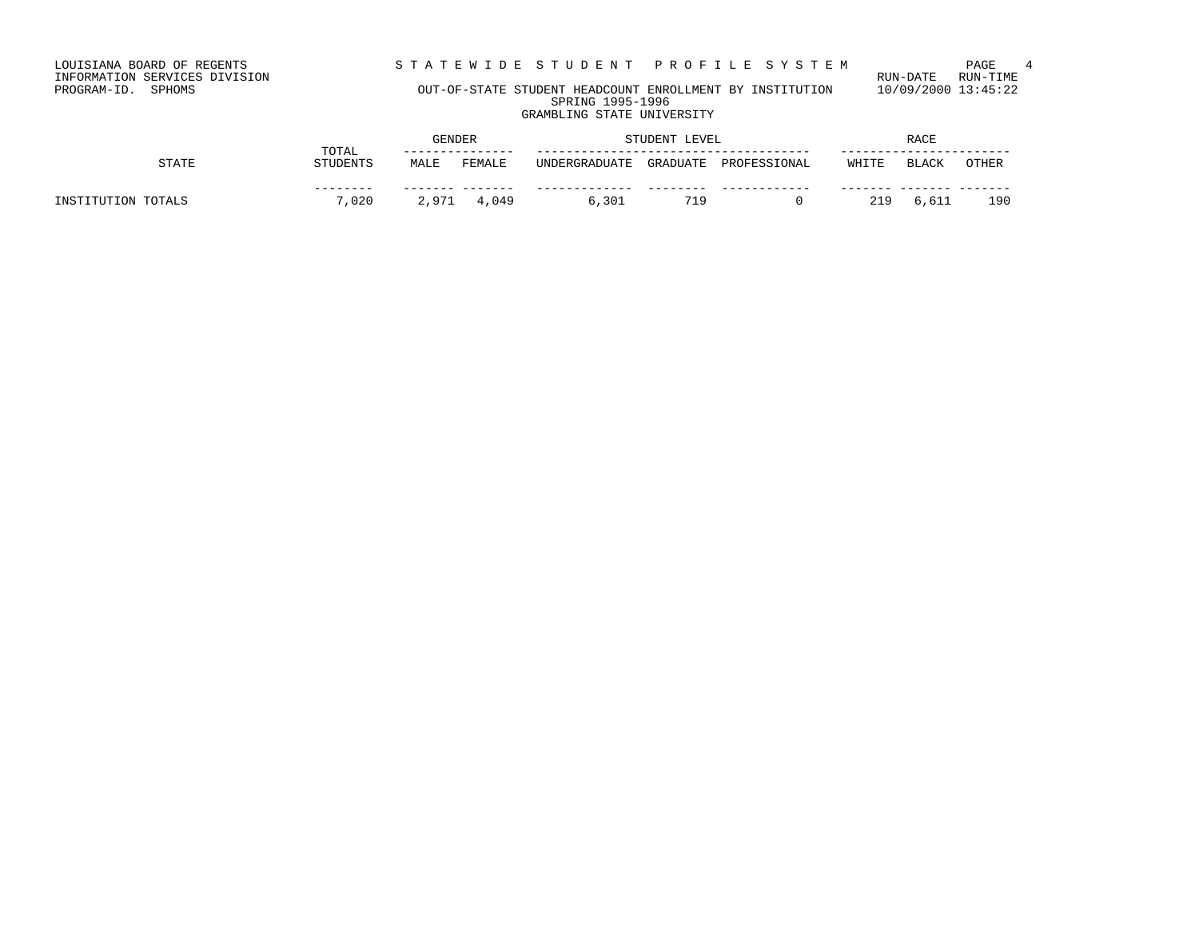LOUISIANA BOARD OF REGENTS
INFORMATION SERVICES DIVISION
PROGRAM-ID. SPHOMS

S T A T E W I D E S T U D E N T P R O F I L E S Y S T E M

OUT-OF-STATE STUDENT HEADCOUNT ENROLLMENT BY INSTITUTION
SPRING 1995-1996
GRAMBLING STATE UNIVERSITY

RUN-DATE RUN-TIME
10/09/2000 13:45:22

| STATE | TOTAL STUDENTS | GENDER | | STUDENT LEVEL | | | RACE | | |
|---|---|---|---|---|---|---|---|---|---|
| | | MALE | FEMALE | UNDERGRADUATE | GRADUATE | PROFESSIONAL | WHITE | BLACK | OTHER |
| INSTITUTION TOTALS | 7,020 | 2,971 | 4,049 | 6,301 | 719 | 0 | 219 | 6,611 | 190 |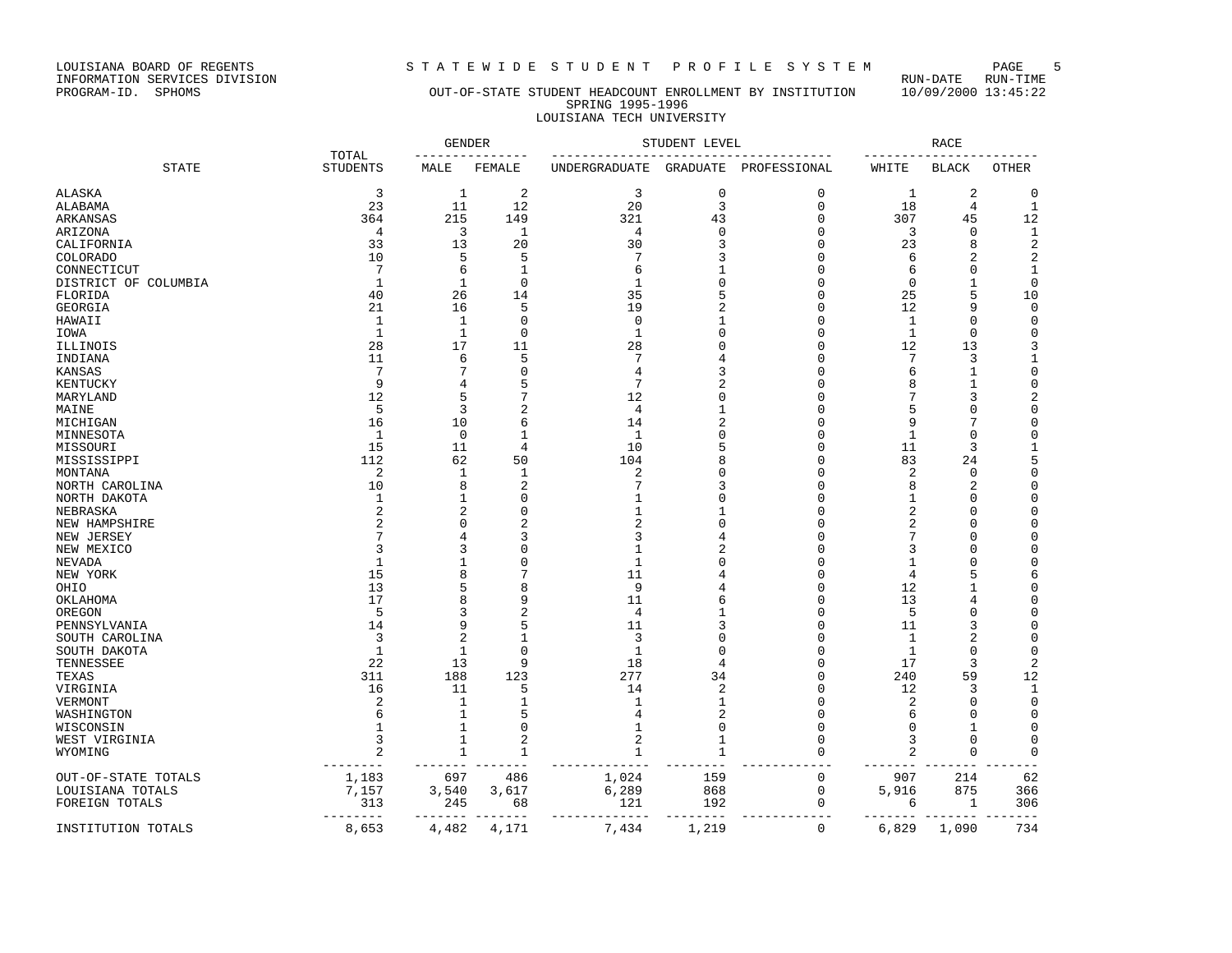LOUISIANA BOARD OF REGENTS
INFORMATION SERVICES DIVISION
PROGRAM-ID. SPHOMS

# STATEWIDE STUDENT PROFILE SYSTEM

RUN-DATE RUN-TIME
10/09/2000 13:45:22

## OUT-OF-STATE STUDENT HEADCOUNT ENROLLMENT BY INSTITUTION
### SPRING 1995-1996
### LOUISIANA TECH UNIVERSITY

| STATE | TOTAL STUDENTS | GENDER | | STUDENT LEVEL | | | RACE | | |
|---|---|---|---|---|---|---|---|---|---|
| | | MALE | FEMALE | UNDERGRADUATE | GRADUATE | PROFESSIONAL | WHITE | BLACK | OTHER |
| ALASKA | 3 | 1 | 2 | 3 | 0 | 0 | 1 | 2 | 0 |
| ALABAMA | 23 | 11 | 12 | 20 | 3 | 0 | 18 | 4 | 1 |
| ARKANSAS | 364 | 215 | 149 | 321 | 43 | 0 | 307 | 45 | 12 |
| ARIZONA | 4 | 3 | 1 | 4 | 0 | 0 | 3 | 0 | 1 |
| CALIFORNIA | 33 | 13 | 20 | 30 | 3 | 0 | 23 | 8 | 2 |
| COLORADO | 10 | 5 | 5 | 7 | 3 | 0 | 6 | 2 | 2 |
| CONNECTICUT | 7 | 6 | 1 | 6 | 1 | 0 | 6 | 0 | 1 |
| DISTRICT OF COLUMBIA | 1 | 1 | 0 | 1 | 0 | 0 | 0 | 1 | 0 |
| FLORIDA | 40 | 26 | 14 | 35 | 5 | 0 | 25 | 5 | 10 |
| GEORGIA | 21 | 16 | 5 | 19 | 2 | 0 | 12 | 9 | 0 |
| HAWAII | 1 | 1 | 0 | 0 | 1 | 0 | 1 | 0 | 0 |
| IOWA | 1 | 1 | 0 | 1 | 0 | 0 | 1 | 0 | 0 |
| ILLINOIS | 28 | 17 | 11 | 28 | 0 | 0 | 12 | 13 | 3 |
| INDIANA | 11 | 6 | 5 | 7 | 4 | 0 | 7 | 3 | 1 |
| KANSAS | 7 | 7 | 0 | 4 | 3 | 0 | 6 | 1 | 0 |
| KENTUCKY | 9 | 4 | 5 | 7 | 2 | 0 | 8 | 1 | 0 |
| MARYLAND | 12 | 5 | 7 | 12 | 0 | 0 | 7 | 3 | 2 |
| MAINE | 5 | 3 | 2 | 4 | 1 | 0 | 5 | 0 | 0 |
| MICHIGAN | 16 | 10 | 6 | 14 | 2 | 0 | 9 | 7 | 0 |
| MINNESOTA | 1 | 0 | 1 | 1 | 0 | 0 | 1 | 0 | 0 |
| MISSOURI | 15 | 11 | 4 | 10 | 5 | 0 | 11 | 3 | 1 |
| MISSISSIPPI | 112 | 62 | 50 | 104 | 8 | 0 | 83 | 24 | 5 |
| MONTANA | 2 | 1 | 1 | 2 | 0 | 0 | 2 | 0 | 0 |
| NORTH CAROLINA | 10 | 8 | 2 | 7 | 3 | 0 | 8 | 2 | 0 |
| NORTH DAKOTA | 1 | 1 | 0 | 1 | 0 | 0 | 1 | 0 | 0 |
| NEBRASKA | 2 | 2 | 0 | 1 | 1 | 0 | 2 | 0 | 0 |
| NEW HAMPSHIRE | 2 | 0 | 2 | 2 | 0 | 0 | 2 | 0 | 0 |
| NEW JERSEY | 7 | 4 | 3 | 3 | 4 | 0 | 7 | 0 | 0 |
| NEW MEXICO | 3 | 3 | 0 | 1 | 2 | 0 | 3 | 0 | 0 |
| NEVADA | 1 | 1 | 0 | 1 | 0 | 0 | 1 | 0 | 0 |
| NEW YORK | 15 | 8 | 7 | 11 | 4 | 0 | 4 | 5 | 6 |
| OHIO | 13 | 5 | 8 | 9 | 4 | 0 | 12 | 1 | 0 |
| OKLAHOMA | 17 | 8 | 9 | 11 | 6 | 0 | 13 | 4 | 0 |
| OREGON | 5 | 3 | 2 | 4 | 1 | 0 | 5 | 0 | 0 |
| PENNSYLVANIA | 14 | 9 | 5 | 11 | 3 | 0 | 11 | 3 | 0 |
| SOUTH CAROLINA | 3 | 2 | 1 | 3 | 0 | 0 | 1 | 2 | 0 |
| SOUTH DAKOTA | 1 | 1 | 0 | 1 | 0 | 0 | 1 | 0 | 0 |
| TENNESSEE | 22 | 13 | 9 | 18 | 4 | 0 | 17 | 3 | 2 |
| TEXAS | 311 | 188 | 123 | 277 | 34 | 0 | 240 | 59 | 12 |
| VIRGINIA | 16 | 11 | 5 | 14 | 2 | 0 | 12 | 3 | 1 |
| VERMONT | 2 | 1 | 1 | 1 | 1 | 0 | 2 | 0 | 0 |
| WASHINGTON | 6 | 1 | 5 | 4 | 2 | 0 | 6 | 0 | 0 |
| WISCONSIN | 1 | 1 | 0 | 1 | 0 | 0 | 0 | 1 | 0 |
| WEST VIRGINIA | 3 | 1 | 2 | 2 | 1 | 0 | 3 | 0 | 0 |
| WYOMING | 2 | 1 | 1 | 1 | 1 | 0 | 2 | 0 | 0 |
| OUT-OF-STATE TOTALS | 1,183 | 697 | 486 | 1,024 | 159 | 0 | 907 | 214 | 62 |
| LOUISIANA TOTALS | 7,157 | 3,540 | 3,617 | 6,289 | 868 | 0 | 5,916 | 875 | 366 |
| FOREIGN TOTALS | 313 | 245 | 68 | 121 | 192 | 0 | 6 | 1 | 306 |
| INSTITUTION TOTALS | 8,653 | 4,482 | 4,171 | 7,434 | 1,219 | 0 | 6,829 | 1,090 | 734 |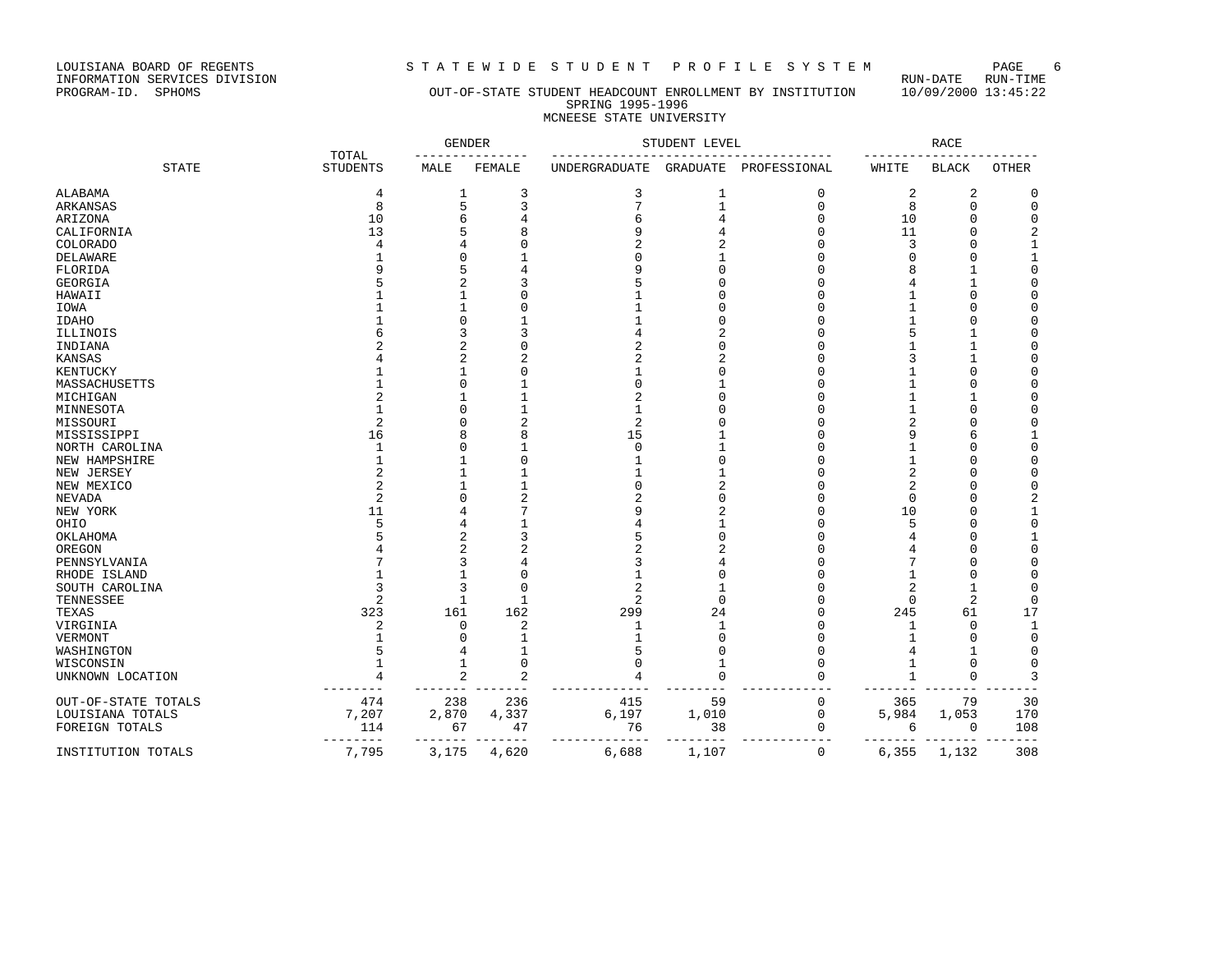LOUISIANA BOARD OF REGENTS
INFORMATION SERVICES DIVISION
PROGRAM-ID. SPHOMS

# STATEWIDE STUDENT PROFILE SYSTEM

RUN-DATE RUN-TIME
10/09/2000 13:45:22

## OUT-OF-STATE STUDENT HEADCOUNT ENROLLMENT BY INSTITUTION
### SPRING 1995-1996
### MCNEESE STATE UNIVERSITY

| STATE | TOTAL STUDENTS | GENDER | | STUDENT LEVEL | | | RACE | | |
|---|---|---|---|---|---|---|---|---|---|
| | | MALE | FEMALE | UNDERGRADUATE | GRADUATE | PROFESSIONAL | WHITE | BLACK | OTHER |
| ALABAMA | 4 | 1 | 3 | 3 | 1 | 0 | 2 | 2 | 0 |
| ARKANSAS | 8 | 5 | 3 | 7 | 1 | 0 | 8 | 0 | 0 |
| ARIZONA | 10 | 6 | 4 | 6 | 4 | 0 | 10 | 0 | 0 |
| CALIFORNIA | 13 | 5 | 8 | 9 | 4 | 0 | 11 | 0 | 2 |
| COLORADO | 4 | 4 | 0 | 2 | 2 | 0 | 3 | 0 | 1 |
| DELAWARE | 1 | 0 | 1 | 0 | 1 | 0 | 0 | 0 | 1 |
| FLORIDA | 9 | 5 | 4 | 9 | 0 | 0 | 8 | 1 | 0 |
| GEORGIA | 5 | 2 | 3 | 5 | 0 | 0 | 4 | 1 | 0 |
| HAWAII | 1 | 1 | 0 | 1 | 0 | 0 | 1 | 0 | 0 |
| IOWA | 1 | 1 | 0 | 1 | 0 | 0 | 1 | 0 | 0 |
| IDAHO | 1 | 0 | 1 | 1 | 0 | 0 | 1 | 0 | 0 |
| ILLINOIS | 6 | 3 | 3 | 4 | 2 | 0 | 5 | 1 | 0 |
| INDIANA | 2 | 2 | 0 | 2 | 0 | 0 | 1 | 1 | 0 |
| KANSAS | 4 | 2 | 2 | 2 | 2 | 0 | 3 | 1 | 0 |
| KENTUCKY | 1 | 1 | 0 | 1 | 0 | 0 | 1 | 0 | 0 |
| MASSACHUSETTS | 1 | 0 | 1 | 0 | 1 | 0 | 1 | 0 | 0 |
| MICHIGAN | 2 | 1 | 1 | 2 | 0 | 0 | 1 | 1 | 0 |
| MINNESOTA | 1 | 0 | 1 | 1 | 0 | 0 | 1 | 0 | 0 |
| MISSOURI | 2 | 0 | 2 | 2 | 0 | 0 | 2 | 0 | 0 |
| MISSISSIPPI | 16 | 8 | 8 | 15 | 1 | 0 | 9 | 6 | 1 |
| NORTH CAROLINA | 1 | 0 | 1 | 0 | 1 | 0 | 1 | 0 | 0 |
| NEW HAMPSHIRE | 1 | 1 | 0 | 1 | 0 | 0 | 1 | 0 | 0 |
| NEW JERSEY | 2 | 1 | 1 | 1 | 1 | 0 | 2 | 0 | 0 |
| NEW MEXICO | 2 | 1 | 1 | 0 | 2 | 0 | 2 | 0 | 0 |
| NEVADA | 2 | 0 | 2 | 2 | 0 | 0 | 0 | 0 | 2 |
| NEW YORK | 11 | 4 | 7 | 9 | 2 | 0 | 10 | 0 | 1 |
| OHIO | 5 | 4 | 1 | 4 | 1 | 0 | 5 | 0 | 0 |
| OKLAHOMA | 5 | 2 | 3 | 5 | 0 | 0 | 4 | 0 | 1 |
| OREGON | 4 | 2 | 2 | 2 | 2 | 0 | 4 | 0 | 0 |
| PENNSYLVANIA | 7 | 3 | 4 | 3 | 4 | 0 | 7 | 0 | 0 |
| RHODE ISLAND | 1 | 1 | 0 | 1 | 0 | 0 | 1 | 0 | 0 |
| SOUTH CAROLINA | 3 | 3 | 0 | 2 | 1 | 0 | 2 | 1 | 0 |
| TENNESSEE | 2 | 1 | 1 | 2 | 0 | 0 | 0 | 2 | 0 |
| TEXAS | 323 | 161 | 162 | 299 | 24 | 0 | 245 | 61 | 17 |
| VIRGINIA | 2 | 0 | 2 | 1 | 1 | 0 | 1 | 0 | 1 |
| VERMONT | 1 | 0 | 1 | 1 | 0 | 0 | 1 | 0 | 0 |
| WASHINGTON | 5 | 4 | 1 | 5 | 0 | 0 | 4 | 1 | 0 |
| WISCONSIN | 1 | 1 | 0 | 0 | 1 | 0 | 1 | 0 | 0 |
| UNKNOWN LOCATION | 4 | 2 | 2 | 4 | 0 | 0 | 1 | 0 | 3 |
| OUT-OF-STATE TOTALS | 474 | 238 | 236 | 415 | 59 | 0 | 365 | 79 | 30 |
| LOUISIANA TOTALS | 7,207 | 2,870 | 4,337 | 6,197 | 1,010 | 0 | 5,984 | 1,053 | 170 |
| FOREIGN TOTALS | 114 | 67 | 47 | 76 | 38 | 0 | 6 | 0 | 108 |
| INSTITUTION TOTALS | 7,795 | 3,175 | 4,620 | 6,688 | 1,107 | 0 | 6,355 | 1,132 | 308 |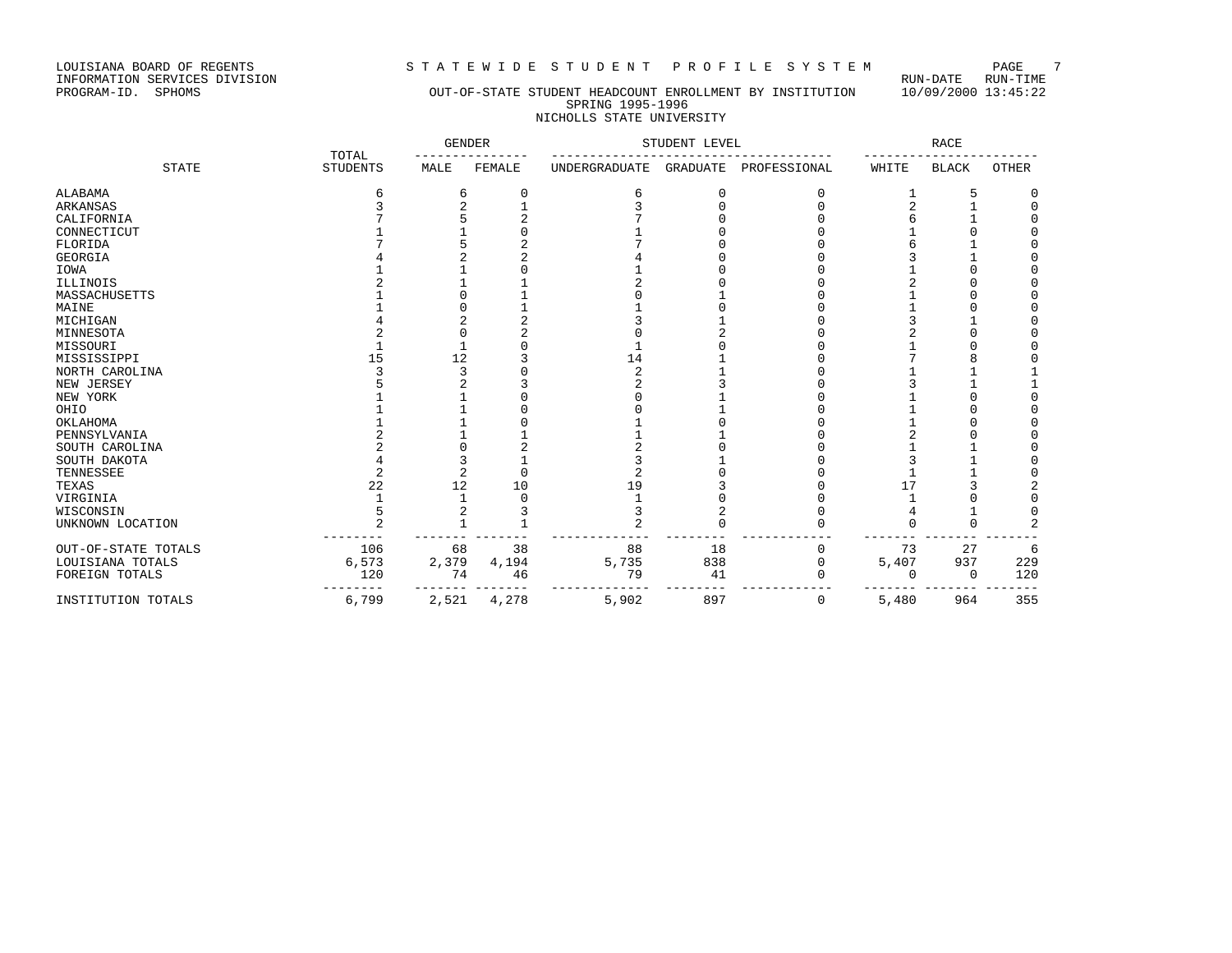LOUISIANA BOARD OF REGENTS
INFORMATION SERVICES DIVISION
PROGRAM-ID. SPHOMS

# S T A T E W I D E S T U D E N T P R O F I L E S Y S T E M

RUN-DATE RUN-TIME
10/09/2000 13:45:22

## OUT-OF-STATE STUDENT HEADCOUNT ENROLLMENT BY INSTITUTION
### SPRING 1995-1996
### NICHOLLS STATE UNIVERSITY

| STATE | TOTAL STUDENTS | GENDER | | STUDENT LEVEL | | | RACE | | |
|---|---|---|---|---|---|---|---|---|---|
| | | MALE | FEMALE | UNDERGRADUATE | GRADUATE | PROFESSIONAL | WHITE | BLACK | OTHER |
| ALABAMA | 6 | 6 | 0 | 6 | 0 | 0 | 1 | 5 | 0 |
| ARKANSAS | 3 | 2 | 1 | 3 | 0 | 0 | 2 | 1 | 0 |
| CALIFORNIA | 7 | 5 | 2 | 7 | 0 | 0 | 6 | 1 | 0 |
| CONNECTICUT | 1 | 1 | 0 | 1 | 0 | 0 | 1 | 0 | 0 |
| FLORIDA | 7 | 5 | 2 | 7 | 0 | 0 | 6 | 1 | 0 |
| GEORGIA | 4 | 2 | 2 | 4 | 0 | 0 | 3 | 1 | 0 |
| IOWA | 1 | 1 | 0 | 1 | 0 | 0 | 1 | 0 | 0 |
| ILLINOIS | 2 | 1 | 1 | 2 | 0 | 0 | 2 | 0 | 0 |
| MASSACHUSETTS | 1 | 0 | 1 | 0 | 1 | 0 | 1 | 0 | 0 |
| MAINE | 1 | 0 | 1 | 1 | 0 | 0 | 1 | 0 | 0 |
| MICHIGAN | 4 | 2 | 2 | 3 | 1 | 0 | 3 | 1 | 0 |
| MINNESOTA | 2 | 0 | 2 | 0 | 2 | 0 | 2 | 0 | 0 |
| MISSOURI | 1 | 1 | 0 | 1 | 0 | 0 | 1 | 0 | 0 |
| MISSISSIPPI | 15 | 12 | 3 | 14 | 1 | 0 | 7 | 8 | 0 |
| NORTH CAROLINA | 3 | 3 | 0 | 2 | 1 | 0 | 1 | 1 | 1 |
| NEW JERSEY | 5 | 2 | 3 | 2 | 3 | 0 | 3 | 1 | 1 |
| NEW YORK | 1 | 1 | 0 | 0 | 1 | 0 | 1 | 0 | 0 |
| OHIO | 1 | 1 | 0 | 0 | 1 | 0 | 1 | 0 | 0 |
| OKLAHOMA | 1 | 1 | 0 | 1 | 0 | 0 | 1 | 0 | 0 |
| PENNSYLVANIA | 2 | 1 | 1 | 1 | 1 | 0 | 2 | 0 | 0 |
| SOUTH CAROLINA | 2 | 0 | 2 | 2 | 0 | 0 | 1 | 1 | 0 |
| SOUTH DAKOTA | 4 | 3 | 1 | 3 | 1 | 0 | 3 | 1 | 0 |
| TENNESSEE | 2 | 2 | 0 | 2 | 0 | 0 | 1 | 1 | 0 |
| TEXAS | 22 | 12 | 10 | 19 | 3 | 0 | 17 | 3 | 2 |
| VIRGINIA | 1 | 1 | 0 | 1 | 0 | 0 | 1 | 0 | 0 |
| WISCONSIN | 5 | 2 | 3 | 3 | 2 | 0 | 4 | 1 | 0 |
| UNKNOWN LOCATION | 2 | 1 | 1 | 2 | 0 | 0 | 0 | 0 | 2 |
| OUT-OF-STATE TOTALS | 106 | 68 | 38 | 88 | 18 | 0 | 73 | 27 | 6 |
| LOUISIANA TOTALS | 6,573 | 2,379 | 4,194 | 5,735 | 838 | 0 | 5,407 | 937 | 229 |
| FOREIGN TOTALS | 120 | 74 | 46 | 79 | 41 | 0 | 0 | 0 | 120 |
| INSTITUTION TOTALS | 6,799 | 2,521 | 4,278 | 5,902 | 897 | 0 | 5,480 | 964 | 355 |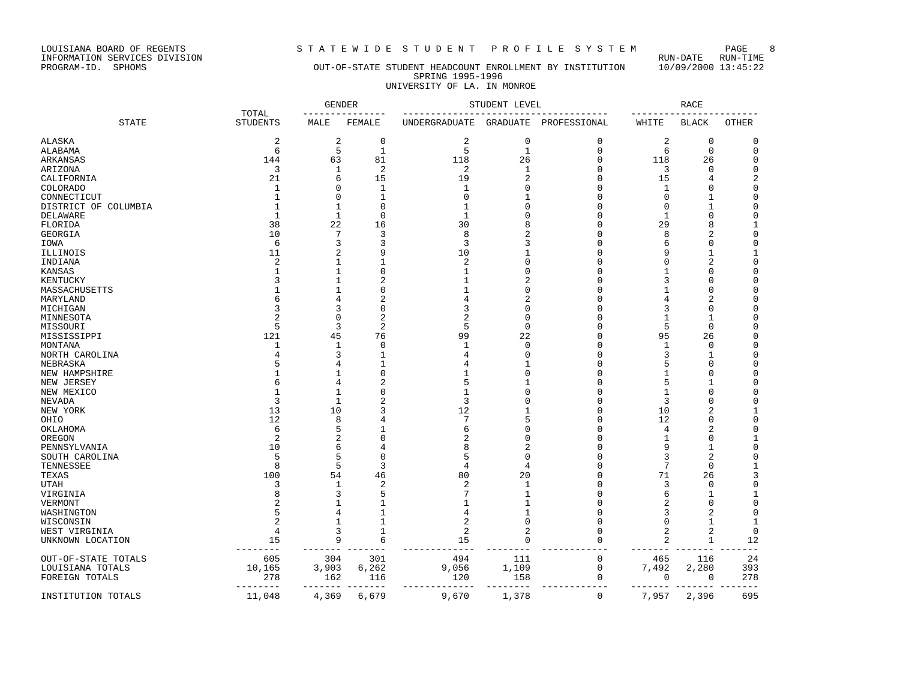LOUISIANA BOARD OF REGENTS
INFORMATION SERVICES DIVISION
PROGRAM-ID. SPHOMS

# STATEWIDE STUDENT PROFILE SYSTEM

RUN-DATE RUN-TIME
10/09/2000 13:45:22

## OUT-OF-STATE STUDENT HEADCOUNT ENROLLMENT BY INSTITUTION
SPRING 1995-1996
UNIVERSITY OF LA. IN MONROE

| STATE | TOTAL STUDENTS | GENDER | | STUDENT LEVEL | | | RACE | | |
|---|---|---|---|---|---|---|---|---|---|
| | | MALE | FEMALE | UNDERGRADUATE | GRADUATE | PROFESSIONAL | WHITE | BLACK | OTHER |
| ALASKA | 2 | 2 | 0 | 2 | 0 | 0 | 2 | 0 | 0 |
| ALABAMA | 6 | 5 | 1 | 5 | 1 | 0 | 6 | 0 | 0 |
| ARKANSAS | 144 | 63 | 81 | 118 | 26 | 0 | 118 | 26 | 0 |
| ARIZONA | 3 | 1 | 2 | 2 | 1 | 0 | 3 | 0 | 0 |
| CALIFORNIA | 21 | 6 | 15 | 19 | 2 | 0 | 15 | 4 | 2 |
| COLORADO | 1 | 0 | 1 | 1 | 0 | 0 | 1 | 0 | 0 |
| CONNECTICUT | 1 | 0 | 1 | 0 | 1 | 0 | 0 | 1 | 0 |
| DISTRICT OF COLUMBIA | 1 | 1 | 0 | 1 | 0 | 0 | 0 | 1 | 0 |
| DELAWARE | 1 | 1 | 0 | 1 | 0 | 0 | 1 | 0 | 0 |
| FLORIDA | 38 | 22 | 16 | 30 | 8 | 0 | 29 | 8 | 1 |
| GEORGIA | 10 | 7 | 3 | 8 | 2 | 0 | 8 | 2 | 0 |
| IOWA | 6 | 3 | 3 | 3 | 3 | 0 | 6 | 0 | 0 |
| ILLINOIS | 11 | 2 | 9 | 10 | 1 | 0 | 9 | 1 | 1 |
| INDIANA | 2 | 1 | 1 | 2 | 0 | 0 | 0 | 2 | 0 |
| KANSAS | 1 | 1 | 0 | 1 | 0 | 0 | 1 | 0 | 0 |
| KENTUCKY | 3 | 1 | 2 | 1 | 2 | 0 | 3 | 0 | 0 |
| MASSACHUSETTS | 1 | 1 | 0 | 1 | 0 | 0 | 1 | 0 | 0 |
| MARYLAND | 6 | 4 | 2 | 4 | 2 | 0 | 4 | 2 | 0 |
| MICHIGAN | 3 | 3 | 0 | 3 | 0 | 0 | 3 | 0 | 0 |
| MINNESOTA | 2 | 0 | 2 | 2 | 0 | 0 | 1 | 1 | 0 |
| MISSOURI | 5 | 3 | 2 | 5 | 0 | 0 | 5 | 0 | 0 |
| MISSISSIPPI | 121 | 45 | 76 | 99 | 22 | 0 | 95 | 26 | 0 |
| MONTANA | 1 | 1 | 0 | 1 | 0 | 0 | 1 | 0 | 0 |
| NORTH CAROLINA | 4 | 3 | 1 | 4 | 0 | 0 | 3 | 1 | 0 |
| NEBRASKA | 5 | 4 | 1 | 4 | 1 | 0 | 5 | 0 | 0 |
| NEW HAMPSHIRE | 1 | 1 | 0 | 1 | 0 | 0 | 1 | 0 | 0 |
| NEW JERSEY | 6 | 4 | 2 | 5 | 1 | 0 | 5 | 1 | 0 |
| NEW MEXICO | 1 | 1 | 0 | 1 | 0 | 0 | 1 | 0 | 0 |
| NEVADA | 3 | 1 | 2 | 3 | 0 | 0 | 3 | 0 | 0 |
| NEW YORK | 13 | 10 | 3 | 12 | 1 | 0 | 10 | 2 | 1 |
| OHIO | 12 | 8 | 4 | 7 | 5 | 0 | 12 | 0 | 0 |
| OKLAHOMA | 6 | 5 | 1 | 6 | 0 | 0 | 4 | 2 | 0 |
| OREGON | 2 | 2 | 0 | 2 | 0 | 0 | 1 | 0 | 1 |
| PENNSYLVANIA | 10 | 6 | 4 | 8 | 2 | 0 | 9 | 1 | 0 |
| SOUTH CAROLINA | 5 | 5 | 0 | 5 | 0 | 0 | 3 | 2 | 0 |
| TENNESSEE | 8 | 5 | 3 | 4 | 4 | 0 | 7 | 0 | 1 |
| TEXAS | 100 | 54 | 46 | 80 | 20 | 0 | 71 | 26 | 3 |
| UTAH | 3 | 1 | 2 | 2 | 1 | 0 | 3 | 0 | 0 |
| VIRGINIA | 8 | 3 | 5 | 7 | 1 | 0 | 6 | 1 | 1 |
| VERMONT | 2 | 1 | 1 | 1 | 1 | 0 | 2 | 0 | 0 |
| WASHINGTON | 5 | 4 | 1 | 4 | 1 | 0 | 3 | 2 | 0 |
| WISCONSIN | 2 | 1 | 1 | 2 | 0 | 0 | 0 | 1 | 1 |
| WEST VIRGINIA | 4 | 3 | 1 | 2 | 2 | 0 | 2 | 2 | 0 |
| UNKNOWN LOCATION | 15 | 9 | 6 | 15 | 0 | 0 | 2 | 1 | 12 |
| OUT-OF-STATE TOTALS | 605 | 304 | 301 | 494 | 111 | 0 | 465 | 116 | 24 |
| LOUISIANA TOTALS | 10,165 | 3,903 | 6,262 | 9,056 | 1,109 | 0 | 7,492 | 2,280 | 393 |
| FOREIGN TOTALS | 278 | 162 | 116 | 120 | 158 | 0 | 0 | 0 | 278 |
| INSTITUTION TOTALS | 11,048 | 4,369 | 6,679 | 9,670 | 1,378 | 0 | 7,957 | 2,396 | 695 |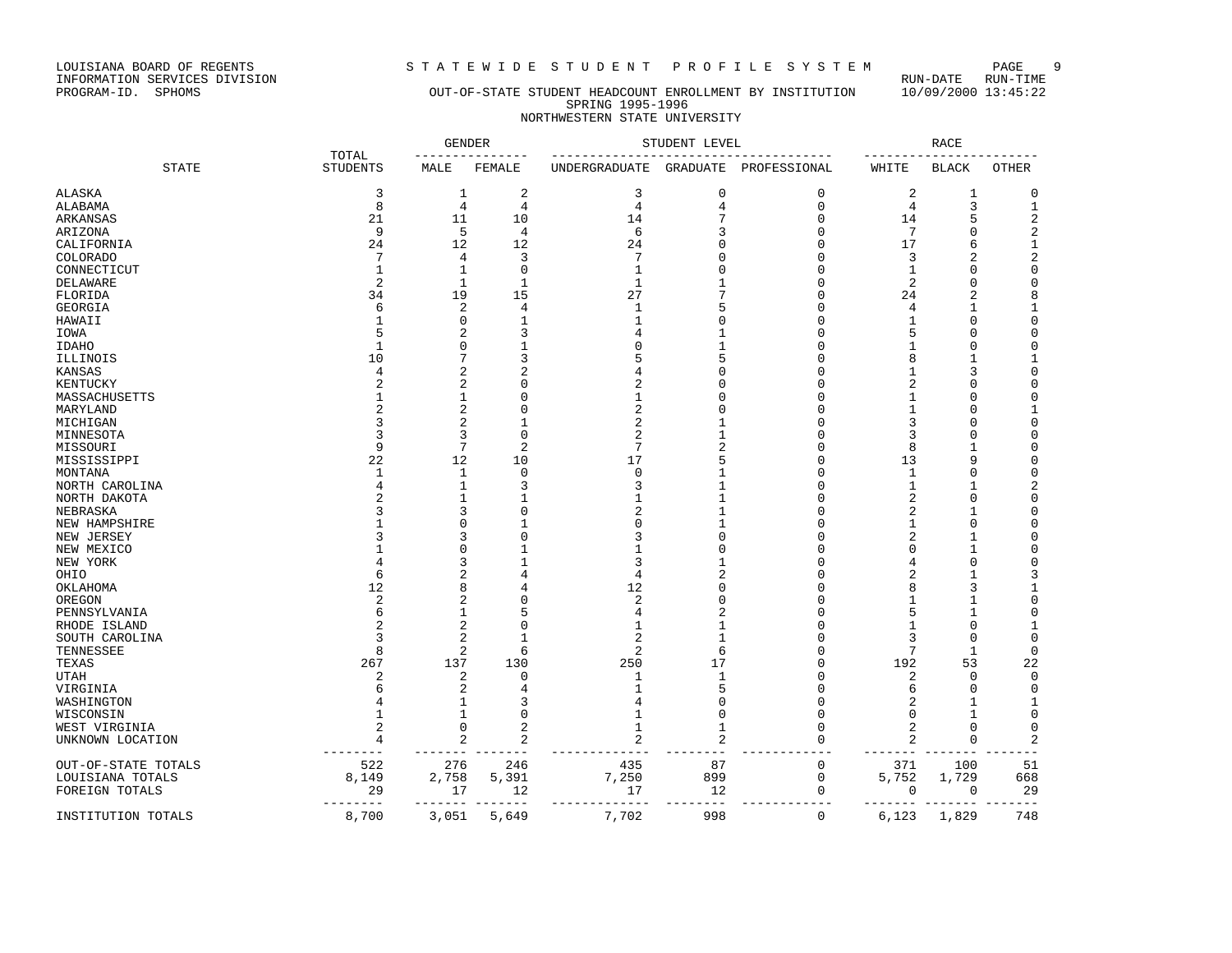LOUISIANA BOARD OF REGENTS — S T A T E W I D E  S T U D E N T  P R O F I L E  S Y S T E M

INFORMATION SERVICES DIVISION — RUN-DATE RUN-TIME

PROGRAM-ID. SPHOMS — OUT-OF-STATE STUDENT HEADCOUNT ENROLLMENT BY INSTITUTION — 10/09/2000 13:45:22

SPRING 1995-1996

NORTHWESTERN STATE UNIVERSITY

| STATE | TOTAL STUDENTS | GENDER | | STUDENT LEVEL | | | RACE | | |
|---|---|---|---|---|---|---|---|---|---|
| | | MALE | FEMALE | UNDERGRADUATE | GRADUATE | PROFESSIONAL | WHITE | BLACK | OTHER |
| ALASKA | 3 | 1 | 2 | 3 | 0 | 0 | 2 | 1 | 0 |
| ALABAMA | 8 | 4 | 4 | 4 | 4 | 0 | 4 | 3 | 1 |
| ARKANSAS | 21 | 11 | 10 | 14 | 7 | 0 | 14 | 5 | 2 |
| ARIZONA | 9 | 5 | 4 | 6 | 3 | 0 | 7 | 0 | 2 |
| CALIFORNIA | 24 | 12 | 12 | 24 | 0 | 0 | 17 | 6 | 1 |
| COLORADO | 7 | 4 | 3 | 7 | 0 | 0 | 3 | 2 | 2 |
| CONNECTICUT | 1 | 1 | 0 | 1 | 0 | 0 | 1 | 0 | 0 |
| DELAWARE | 2 | 1 | 1 | 1 | 1 | 0 | 2 | 0 | 0 |
| FLORIDA | 34 | 19 | 15 | 27 | 7 | 0 | 24 | 2 | 8 |
| GEORGIA | 6 | 2 | 4 | 1 | 5 | 0 | 4 | 1 | 1 |
| HAWAII | 1 | 0 | 1 | 1 | 0 | 0 | 1 | 0 | 0 |
| IOWA | 5 | 2 | 3 | 4 | 1 | 0 | 5 | 0 | 0 |
| IDAHO | 1 | 0 | 1 | 0 | 1 | 0 | 1 | 0 | 0 |
| ILLINOIS | 10 | 7 | 3 | 5 | 5 | 0 | 8 | 1 | 1 |
| KANSAS | 4 | 2 | 2 | 4 | 0 | 0 | 1 | 3 | 0 |
| KENTUCKY | 2 | 2 | 0 | 2 | 0 | 0 | 2 | 0 | 0 |
| MASSACHUSETTS | 1 | 1 | 0 | 1 | 0 | 0 | 1 | 0 | 0 |
| MARYLAND | 2 | 2 | 0 | 2 | 0 | 0 | 1 | 0 | 1 |
| MICHIGAN | 3 | 2 | 1 | 2 | 1 | 0 | 3 | 0 | 0 |
| MINNESOTA | 3 | 3 | 0 | 2 | 1 | 0 | 3 | 0 | 0 |
| MISSOURI | 9 | 7 | 2 | 7 | 2 | 0 | 8 | 1 | 0 |
| MISSISSIPPI | 22 | 12 | 10 | 17 | 5 | 0 | 13 | 9 | 0 |
| MONTANA | 1 | 1 | 0 | 0 | 1 | 0 | 1 | 0 | 0 |
| NORTH CAROLINA | 4 | 1 | 3 | 3 | 1 | 0 | 1 | 1 | 2 |
| NORTH DAKOTA | 2 | 1 | 1 | 1 | 1 | 0 | 2 | 0 | 0 |
| NEBRASKA | 3 | 3 | 0 | 2 | 1 | 0 | 2 | 1 | 0 |
| NEW HAMPSHIRE | 1 | 0 | 1 | 0 | 1 | 0 | 1 | 0 | 0 |
| NEW JERSEY | 3 | 3 | 0 | 3 | 0 | 0 | 2 | 1 | 0 |
| NEW MEXICO | 1 | 0 | 1 | 1 | 0 | 0 | 0 | 1 | 0 |
| NEW YORK | 4 | 3 | 1 | 3 | 1 | 0 | 4 | 0 | 0 |
| OHIO | 6 | 2 | 4 | 4 | 2 | 0 | 2 | 1 | 3 |
| OKLAHOMA | 12 | 8 | 4 | 12 | 0 | 0 | 8 | 3 | 1 |
| OREGON | 2 | 2 | 0 | 2 | 0 | 0 | 1 | 1 | 0 |
| PENNSYLVANIA | 6 | 1 | 5 | 4 | 2 | 0 | 5 | 1 | 0 |
| RHODE ISLAND | 2 | 2 | 0 | 1 | 1 | 0 | 1 | 0 | 1 |
| SOUTH CAROLINA | 3 | 2 | 1 | 2 | 1 | 0 | 3 | 0 | 0 |
| TENNESSEE | 8 | 2 | 6 | 2 | 6 | 0 | 7 | 1 | 0 |
| TEXAS | 267 | 137 | 130 | 250 | 17 | 0 | 192 | 53 | 22 |
| UTAH | 2 | 2 | 0 | 1 | 1 | 0 | 2 | 0 | 0 |
| VIRGINIA | 6 | 2 | 4 | 1 | 5 | 0 | 6 | 0 | 0 |
| WASHINGTON | 4 | 1 | 3 | 4 | 0 | 0 | 2 | 1 | 1 |
| WISCONSIN | 1 | 1 | 0 | 1 | 0 | 0 | 0 | 1 | 0 |
| WEST VIRGINIA | 2 | 0 | 2 | 1 | 1 | 0 | 2 | 0 | 0 |
| UNKNOWN LOCATION | 4 | 2 | 2 | 2 | 2 | 0 | 2 | 0 | 2 |
| OUT-OF-STATE TOTALS | 522 | 276 | 246 | 435 | 87 | 0 | 371 | 100 | 51 |
| LOUISIANA TOTALS | 8,149 | 2,758 | 5,391 | 7,250 | 899 | 0 | 5,752 | 1,729 | 668 |
| FOREIGN TOTALS | 29 | 17 | 12 | 17 | 12 | 0 | 0 | 0 | 29 |
| INSTITUTION TOTALS | 8,700 | 3,051 | 5,649 | 7,702 | 998 | 0 | 6,123 | 1,829 | 748 |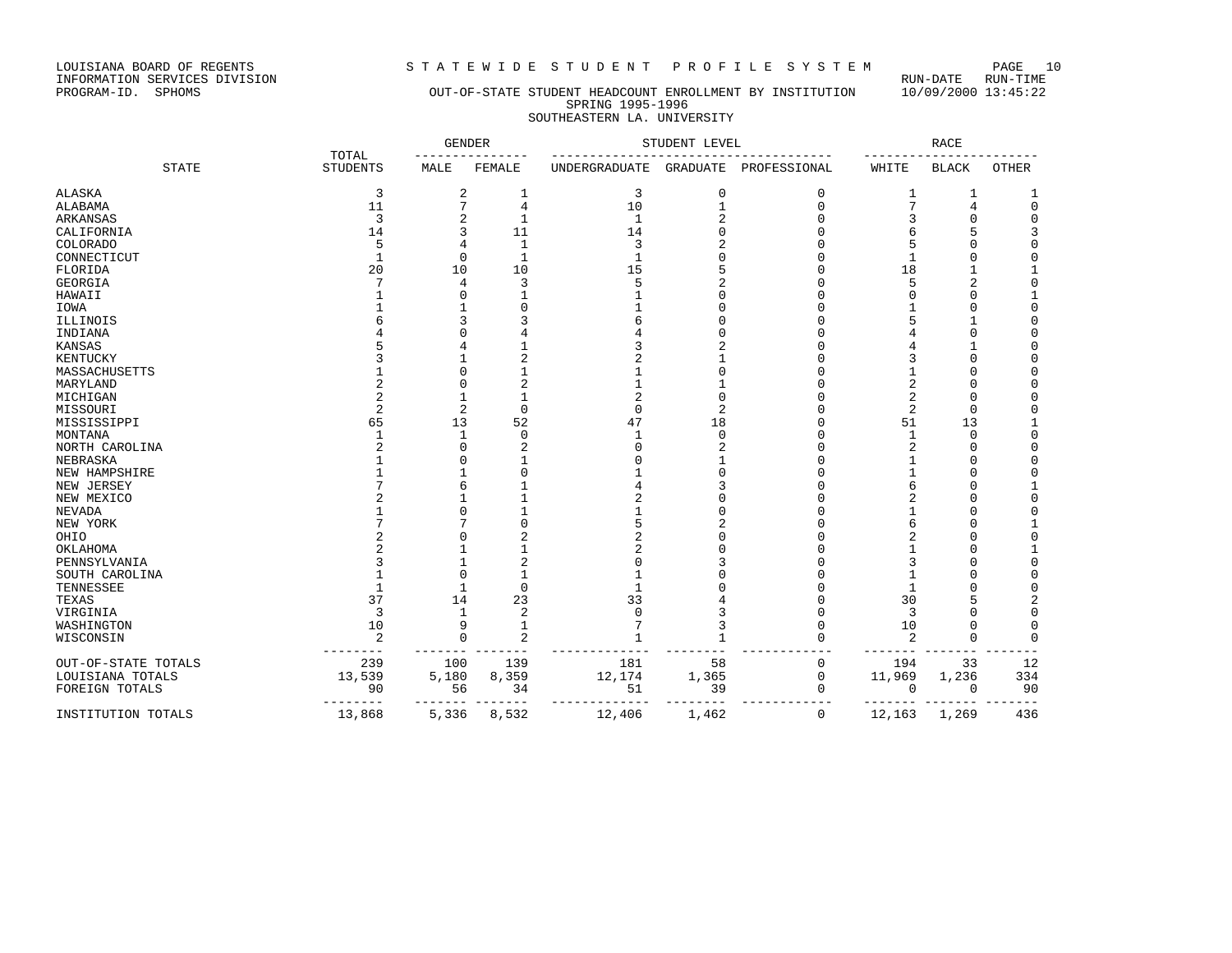LOUISIANA BOARD OF REGENTS
INFORMATION SERVICES DIVISION
PROGRAM-ID. SPHOMS

# STATEWIDE STUDENT PROFILE SYSTEM

RUN-DATE 10/09/2000 RUN-TIME 13:45:22

## OUT-OF-STATE STUDENT HEADCOUNT ENROLLMENT BY INSTITUTION
### SPRING 1995-1996
### SOUTHEASTERN LA. UNIVERSITY

| STATE | TOTAL STUDENTS | GENDER | | STUDENT LEVEL | | | RACE | | |
|---|---|---|---|---|---|---|---|---|---|
| | | MALE | FEMALE | UNDERGRADUATE | GRADUATE | PROFESSIONAL | WHITE | BLACK | OTHER |
| ALASKA | 3 | 2 | 1 | 3 | 0 | 0 | 1 | 1 | 1 |
| ALABAMA | 11 | 7 | 4 | 10 | 1 | 0 | 7 | 4 | 0 |
| ARKANSAS | 3 | 2 | 1 | 1 | 2 | 0 | 3 | 0 | 0 |
| CALIFORNIA | 14 | 3 | 11 | 14 | 0 | 0 | 6 | 5 | 3 |
| COLORADO | 5 | 4 | 1 | 3 | 2 | 0 | 5 | 0 | 0 |
| CONNECTICUT | 1 | 0 | 1 | 1 | 0 | 0 | 1 | 0 | 0 |
| FLORIDA | 20 | 10 | 10 | 15 | 5 | 0 | 18 | 1 | 1 |
| GEORGIA | 7 | 4 | 3 | 5 | 2 | 0 | 5 | 2 | 0 |
| HAWAII | 1 | 0 | 1 | 1 | 0 | 0 | 0 | 0 | 1 |
| IOWA | 1 | 1 | 0 | 1 | 0 | 0 | 1 | 0 | 0 |
| ILLINOIS | 6 | 3 | 3 | 6 | 0 | 0 | 5 | 1 | 0 |
| INDIANA | 4 | 0 | 4 | 4 | 0 | 0 | 4 | 0 | 0 |
| KANSAS | 5 | 4 | 1 | 3 | 2 | 0 | 4 | 1 | 0 |
| KENTUCKY | 3 | 1 | 2 | 2 | 1 | 0 | 3 | 0 | 0 |
| MASSACHUSETTS | 1 | 0 | 1 | 1 | 0 | 0 | 1 | 0 | 0 |
| MARYLAND | 2 | 0 | 2 | 1 | 1 | 0 | 2 | 0 | 0 |
| MICHIGAN | 2 | 1 | 1 | 2 | 0 | 0 | 2 | 0 | 0 |
| MISSOURI | 2 | 2 | 0 | 0 | 2 | 0 | 2 | 0 | 0 |
| MISSISSIPPI | 65 | 13 | 52 | 47 | 18 | 0 | 51 | 13 | 1 |
| MONTANA | 1 | 1 | 0 | 1 | 0 | 0 | 1 | 0 | 0 |
| NORTH CAROLINA | 2 | 0 | 2 | 0 | 2 | 0 | 2 | 0 | 0 |
| NEBRASKA | 1 | 0 | 1 | 0 | 1 | 0 | 1 | 0 | 0 |
| NEW HAMPSHIRE | 1 | 1 | 0 | 1 | 0 | 0 | 1 | 0 | 0 |
| NEW JERSEY | 7 | 6 | 1 | 4 | 3 | 0 | 6 | 0 | 1 |
| NEW MEXICO | 2 | 1 | 1 | 2 | 0 | 0 | 2 | 0 | 0 |
| NEVADA | 1 | 0 | 1 | 1 | 0 | 0 | 1 | 0 | 0 |
| NEW YORK | 7 | 7 | 0 | 5 | 2 | 0 | 6 | 0 | 1 |
| OHIO | 2 | 0 | 2 | 2 | 0 | 0 | 2 | 0 | 0 |
| OKLAHOMA | 2 | 1 | 1 | 2 | 0 | 0 | 1 | 0 | 1 |
| PENNSYLVANIA | 3 | 1 | 2 | 0 | 3 | 0 | 3 | 0 | 0 |
| SOUTH CAROLINA | 1 | 0 | 1 | 1 | 0 | 0 | 1 | 0 | 0 |
| TENNESSEE | 1 | 1 | 0 | 1 | 0 | 0 | 1 | 0 | 0 |
| TEXAS | 37 | 14 | 23 | 33 | 4 | 0 | 30 | 5 | 2 |
| VIRGINIA | 3 | 1 | 2 | 0 | 3 | 0 | 3 | 0 | 0 |
| WASHINGTON | 10 | 9 | 1 | 7 | 3 | 0 | 10 | 0 | 0 |
| WISCONSIN | 2 | 0 | 2 | 1 | 1 | 0 | 2 | 0 | 0 |
| OUT-OF-STATE TOTALS | 239 | 100 | 139 | 181 | 58 | 0 | 194 | 33 | 12 |
| LOUISIANA TOTALS | 13,539 | 5,180 | 8,359 | 12,174 | 1,365 | 0 | 11,969 | 1,236 | 334 |
| FOREIGN TOTALS | 90 | 56 | 34 | 51 | 39 | 0 | 0 | 0 | 90 |
| INSTITUTION TOTALS | 13,868 | 5,336 | 8,532 | 12,406 | 1,462 | 0 | 12,163 | 1,269 | 436 |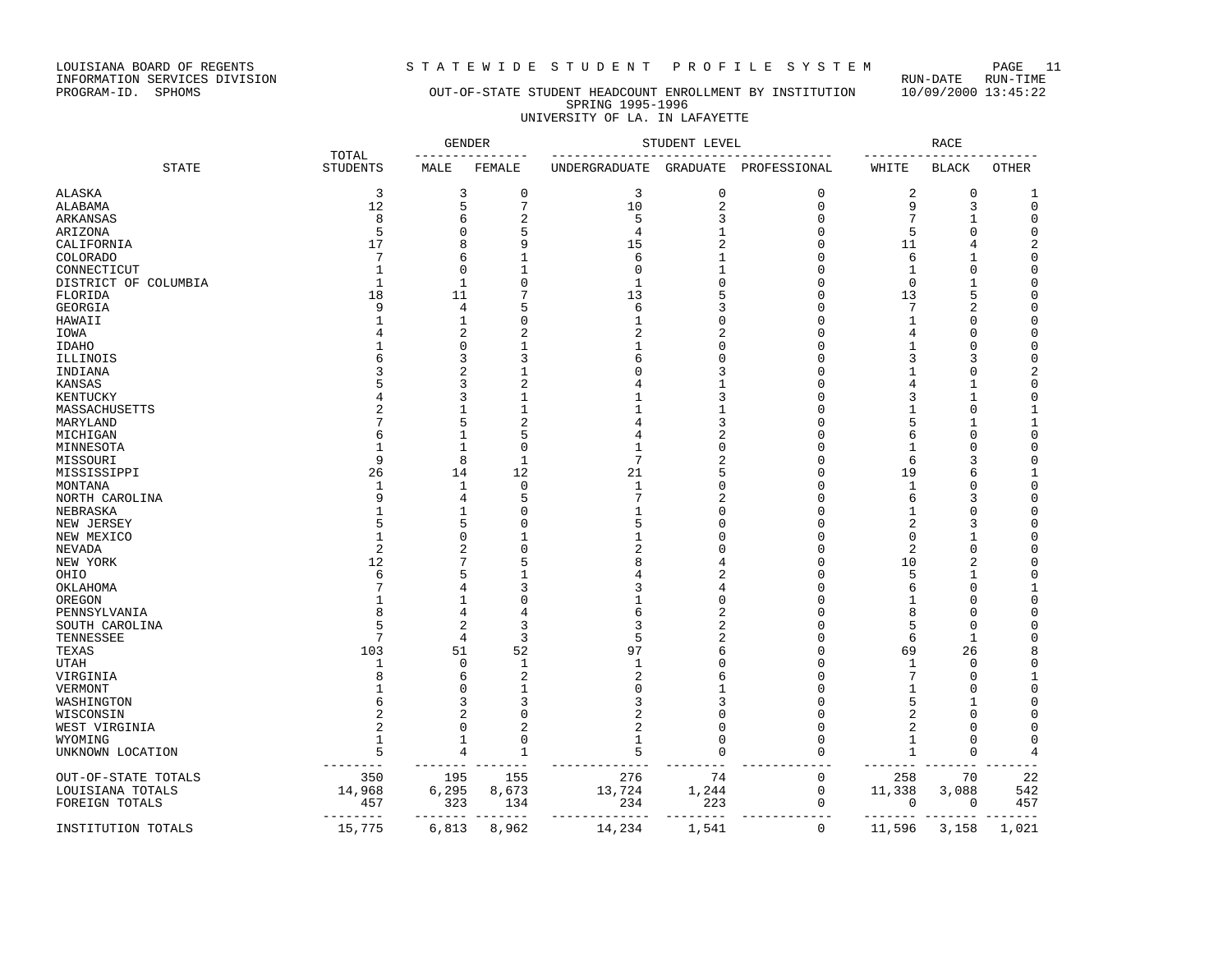LOUISIANA BOARD OF REGENTS
INFORMATION SERVICES DIVISION
PROGRAM-ID. SPHOMS

# STATEWIDE STUDENT PROFILE SYSTEM

RUN-DATE RUN-TIME
10/09/2000 13:45:22

## OUT-OF-STATE STUDENT HEADCOUNT ENROLLMENT BY INSTITUTION
SPRING 1995-1996
UNIVERSITY OF LA. IN LAFAYETTE

| STATE | TOTAL STUDENTS | GENDER | | STUDENT LEVEL | | | RACE | | |
|---|---|---|---|---|---|---|---|---|---|
| | | MALE | FEMALE | UNDERGRADUATE | GRADUATE | PROFESSIONAL | WHITE | BLACK | OTHER |
| ALASKA | 3 | 3 | 0 | 3 | 0 | 0 | 2 | 0 | 1 |
| ALABAMA | 12 | 5 | 7 | 10 | 2 | 0 | 9 | 3 | 0 |
| ARKANSAS | 8 | 6 | 2 | 5 | 3 | 0 | 7 | 1 | 0 |
| ARIZONA | 5 | 0 | 5 | 4 | 1 | 0 | 5 | 0 | 0 |
| CALIFORNIA | 17 | 8 | 9 | 15 | 2 | 0 | 11 | 4 | 2 |
| COLORADO | 7 | 6 | 1 | 6 | 1 | 0 | 6 | 1 | 0 |
| CONNECTICUT | 1 | 0 | 1 | 0 | 1 | 0 | 1 | 0 | 0 |
| DISTRICT OF COLUMBIA | 1 | 1 | 0 | 1 | 0 | 0 | 0 | 1 | 0 |
| FLORIDA | 18 | 11 | 7 | 13 | 5 | 0 | 13 | 5 | 0 |
| GEORGIA | 9 | 4 | 5 | 6 | 3 | 0 | 7 | 2 | 0 |
| HAWAII | 1 | 1 | 0 | 1 | 0 | 0 | 1 | 0 | 0 |
| IOWA | 4 | 2 | 2 | 2 | 2 | 0 | 4 | 0 | 0 |
| IDAHO | 1 | 0 | 1 | 1 | 0 | 0 | 1 | 0 | 0 |
| ILLINOIS | 6 | 3 | 3 | 6 | 0 | 0 | 3 | 3 | 0 |
| INDIANA | 3 | 2 | 1 | 0 | 3 | 0 | 1 | 0 | 2 |
| KANSAS | 5 | 3 | 2 | 4 | 1 | 0 | 4 | 1 | 0 |
| KENTUCKY | 4 | 3 | 1 | 1 | 3 | 0 | 3 | 1 | 0 |
| MASSACHUSETTS | 2 | 1 | 1 | 1 | 1 | 0 | 1 | 0 | 1 |
| MARYLAND | 7 | 5 | 2 | 4 | 3 | 0 | 5 | 1 | 1 |
| MICHIGAN | 6 | 1 | 5 | 4 | 2 | 0 | 6 | 0 | 0 |
| MINNESOTA | 1 | 1 | 0 | 1 | 0 | 0 | 1 | 0 | 0 |
| MISSOURI | 9 | 8 | 1 | 7 | 2 | 0 | 6 | 3 | 0 |
| MISSISSIPPI | 26 | 14 | 12 | 21 | 5 | 0 | 19 | 6 | 1 |
| MONTANA | 1 | 1 | 0 | 1 | 0 | 0 | 1 | 0 | 0 |
| NORTH CAROLINA | 9 | 4 | 5 | 7 | 2 | 0 | 6 | 3 | 0 |
| NEBRASKA | 1 | 1 | 0 | 1 | 0 | 0 | 1 | 0 | 0 |
| NEW JERSEY | 5 | 5 | 0 | 5 | 0 | 0 | 2 | 3 | 0 |
| NEW MEXICO | 1 | 0 | 1 | 1 | 0 | 0 | 0 | 1 | 0 |
| NEVADA | 2 | 2 | 0 | 2 | 0 | 0 | 2 | 0 | 0 |
| NEW YORK | 12 | 7 | 5 | 8 | 4 | 0 | 10 | 2 | 0 |
| OHIO | 6 | 5 | 1 | 4 | 2 | 0 | 5 | 1 | 0 |
| OKLAHOMA | 7 | 4 | 3 | 3 | 4 | 0 | 6 | 0 | 1 |
| OREGON | 1 | 1 | 0 | 1 | 0 | 0 | 1 | 0 | 0 |
| PENNSYLVANIA | 8 | 4 | 4 | 6 | 2 | 0 | 8 | 0 | 0 |
| SOUTH CAROLINA | 5 | 2 | 3 | 3 | 2 | 0 | 5 | 0 | 0 |
| TENNESSEE | 7 | 4 | 3 | 5 | 2 | 0 | 6 | 1 | 0 |
| TEXAS | 103 | 51 | 52 | 97 | 6 | 0 | 69 | 26 | 8 |
| UTAH | 1 | 0 | 1 | 1 | 0 | 0 | 1 | 0 | 0 |
| VIRGINIA | 8 | 6 | 2 | 2 | 6 | 0 | 7 | 0 | 1 |
| VERMONT | 1 | 0 | 1 | 0 | 1 | 0 | 1 | 0 | 0 |
| WASHINGTON | 6 | 3 | 3 | 3 | 3 | 0 | 5 | 1 | 0 |
| WISCONSIN | 2 | 2 | 0 | 2 | 0 | 0 | 2 | 0 | 0 |
| WEST VIRGINIA | 2 | 0 | 2 | 2 | 0 | 0 | 2 | 0 | 0 |
| WYOMING | 1 | 1 | 0 | 1 | 0 | 0 | 1 | 0 | 0 |
| UNKNOWN LOCATION | 5 | 4 | 1 | 5 | 0 | 0 | 1 | 0 | 4 |
| OUT-OF-STATE TOTALS | 350 | 195 | 155 | 276 | 74 | 0 | 258 | 70 | 22 |
| LOUISIANA TOTALS | 14,968 | 6,295 | 8,673 | 13,724 | 1,244 | 0 | 11,338 | 3,088 | 542 |
| FOREIGN TOTALS | 457 | 323 | 134 | 234 | 223 | 0 | 0 | 0 | 457 |
| INSTITUTION TOTALS | 15,775 | 6,813 | 8,962 | 14,234 | 1,541 | 0 | 11,596 | 3,158 | 1,021 |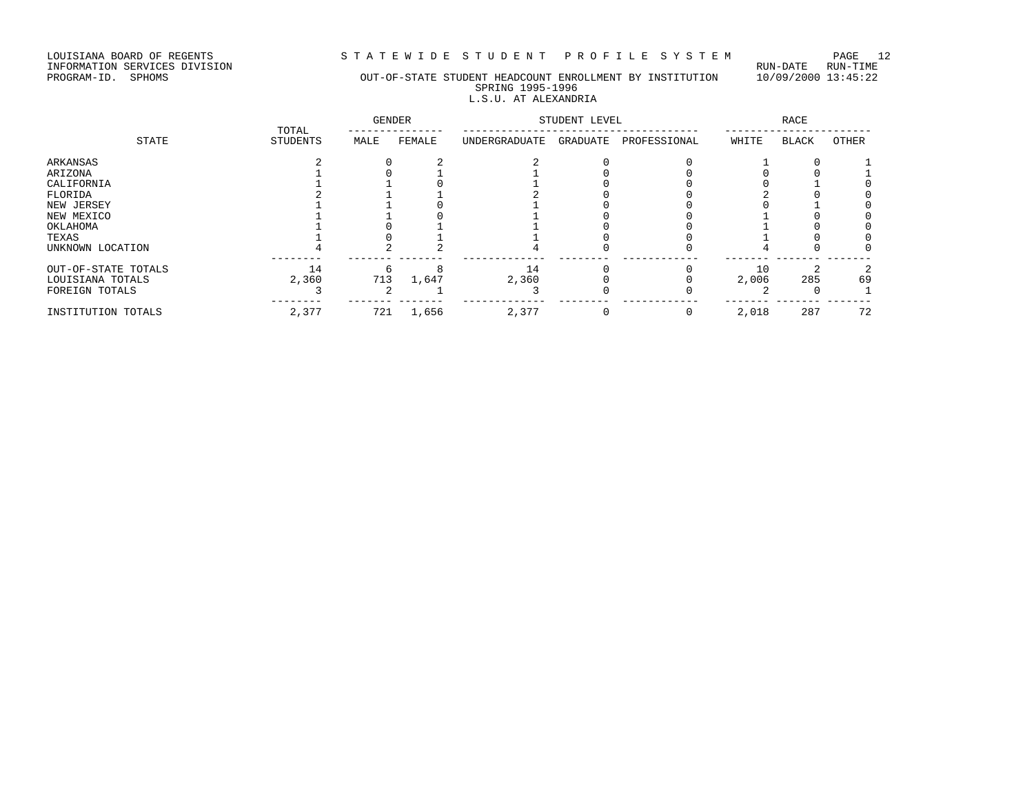LOUISIANA BOARD OF REGENTS
INFORMATION SERVICES DIVISION
PROGRAM-ID. SPHOMS

STATEWIDE STUDENT PROFILE SYSTEM

RUN-DATE 10/09/2000 RUN-TIME 13:45:22

## OUT-OF-STATE STUDENT HEADCOUNT ENROLLMENT BY INSTITUTION
### SPRING 1995-1996
### L.S.U. AT ALEXANDRIA

| STATE | TOTAL STUDENTS | GENDER | | STUDENT LEVEL | | | RACE | | |
|---|---|---|---|---|---|---|---|---|---|
| | | MALE | FEMALE | UNDERGRADUATE | GRADUATE | PROFESSIONAL | WHITE | BLACK | OTHER |
| ARKANSAS | 2 | 0 | 2 | 2 | 0 | 0 | 1 | 0 | 1 |
| ARIZONA | 1 | 0 | 1 | 1 | 0 | 0 | 0 | 0 | 1 |
| CALIFORNIA | 1 | 1 | 0 | 1 | 0 | 0 | 0 | 1 | 0 |
| FLORIDA | 2 | 1 | 1 | 2 | 0 | 0 | 2 | 0 | 0 |
| NEW JERSEY | 1 | 1 | 0 | 1 | 0 | 0 | 0 | 1 | 0 |
| NEW MEXICO | 1 | 1 | 0 | 1 | 0 | 0 | 1 | 0 | 0 |
| OKLAHOMA | 1 | 0 | 1 | 1 | 0 | 0 | 1 | 0 | 0 |
| TEXAS | 1 | 0 | 1 | 1 | 0 | 0 | 1 | 0 | 0 |
| UNKNOWN LOCATION | 4 | 2 | 2 | 4 | 0 | 0 | 4 | 0 | 0 |
| OUT-OF-STATE TOTALS | 14 | 6 | 8 | 14 | 0 | 0 | 10 | 2 | 2 |
| LOUISIANA TOTALS | 2,360 | 713 | 1,647 | 2,360 | 0 | 0 | 2,006 | 285 | 69 |
| FOREIGN TOTALS | 3 | 2 | 1 | 3 | 0 | 0 | 2 | 0 | 1 |
| INSTITUTION TOTALS | 2,377 | 721 | 1,656 | 2,377 | 0 | 0 | 2,018 | 287 | 72 |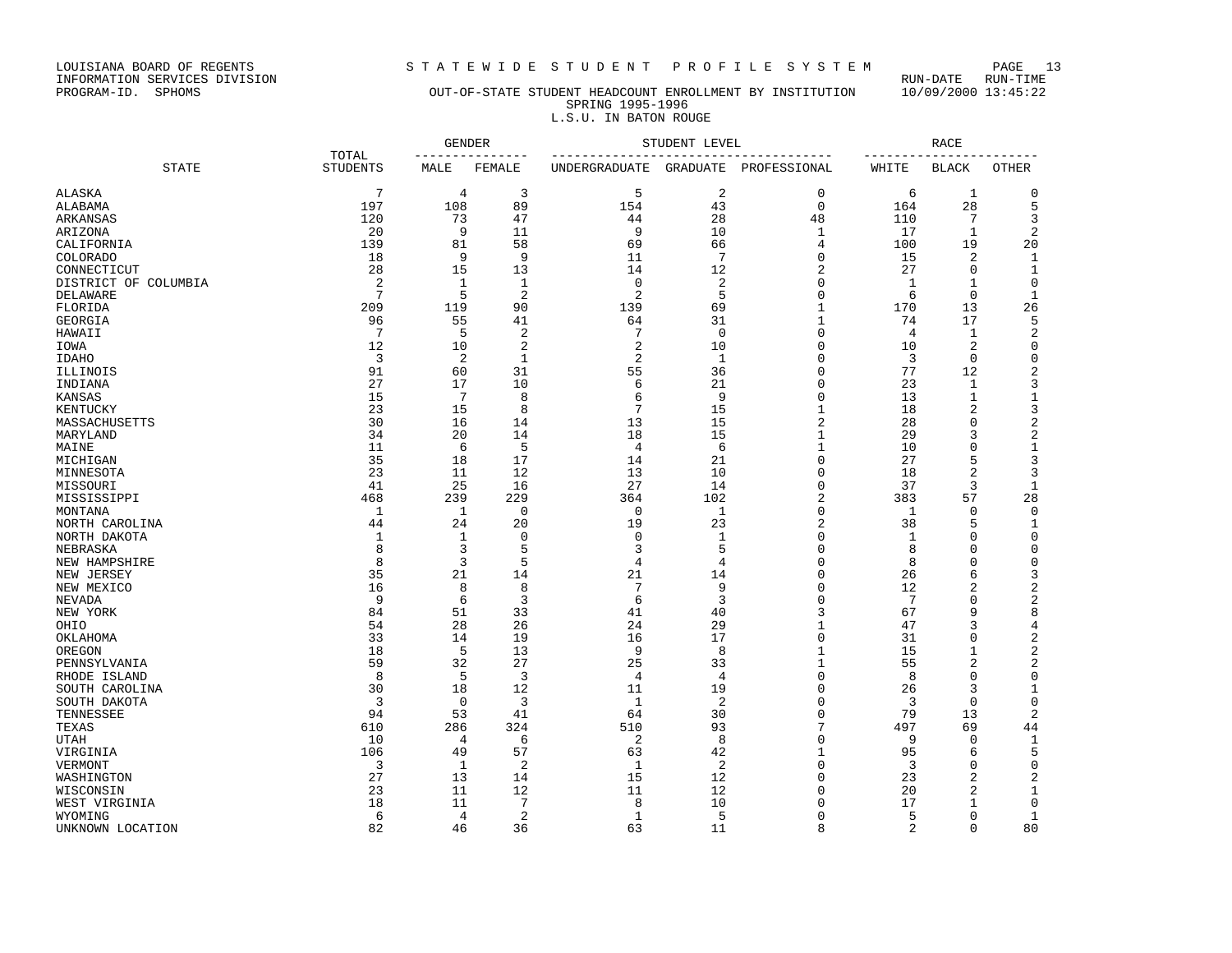LOUISIANA BOARD OF REGENTS
INFORMATION SERVICES DIVISION
PROGRAM-ID. SPHOMS

# STATEWIDE STUDENT PROFILE SYSTEM

RUN-DATE 10/09/2000 RUN-TIME 13:45:22

## OUT-OF-STATE STUDENT HEADCOUNT ENROLLMENT BY INSTITUTION
### SPRING 1995-1996
### L.S.U. IN BATON ROUGE

| STATE | TOTAL STUDENTS | GENDER | | STUDENT LEVEL | | | RACE | | |
|---|---|---|---|---|---|---|---|---|---|
| | | MALE | FEMALE | UNDERGRADUATE | GRADUATE | PROFESSIONAL | WHITE | BLACK | OTHER |
| ALASKA | 7 | 4 | 3 | 5 | 2 | 0 | 6 | 1 | 0 |
| ALABAMA | 197 | 108 | 89 | 154 | 43 | 0 | 164 | 28 | 5 |
| ARKANSAS | 120 | 73 | 47 | 44 | 28 | 48 | 110 | 7 | 3 |
| ARIZONA | 20 | 9 | 11 | 9 | 10 | 1 | 17 | 1 | 2 |
| CALIFORNIA | 139 | 81 | 58 | 69 | 66 | 4 | 100 | 19 | 20 |
| COLORADO | 18 | 9 | 9 | 11 | 7 | 0 | 15 | 2 | 1 |
| CONNECTICUT | 28 | 15 | 13 | 14 | 12 | 2 | 27 | 0 | 1 |
| DISTRICT OF COLUMBIA | 2 | 1 | 1 | 0 | 2 | 0 | 1 | 1 | 0 |
| DELAWARE | 7 | 5 | 2 | 2 | 5 | 0 | 6 | 0 | 1 |
| FLORIDA | 209 | 119 | 90 | 139 | 69 | 1 | 170 | 13 | 26 |
| GEORGIA | 96 | 55 | 41 | 64 | 31 | 1 | 74 | 17 | 5 |
| HAWAII | 7 | 5 | 2 | 7 | 0 | 0 | 4 | 1 | 2 |
| IOWA | 12 | 10 | 2 | 2 | 10 | 0 | 10 | 2 | 0 |
| IDAHO | 3 | 2 | 1 | 2 | 1 | 0 | 3 | 0 | 0 |
| ILLINOIS | 91 | 60 | 31 | 55 | 36 | 0 | 77 | 12 | 2 |
| INDIANA | 27 | 17 | 10 | 6 | 21 | 0 | 23 | 1 | 3 |
| KANSAS | 15 | 7 | 8 | 6 | 9 | 0 | 13 | 1 | 1 |
| KENTUCKY | 23 | 15 | 8 | 7 | 15 | 1 | 18 | 2 | 3 |
| MASSACHUSETTS | 30 | 16 | 14 | 13 | 15 | 2 | 28 | 0 | 2 |
| MARYLAND | 34 | 20 | 14 | 18 | 15 | 1 | 29 | 3 | 2 |
| MAINE | 11 | 6 | 5 | 4 | 6 | 1 | 10 | 0 | 1 |
| MICHIGAN | 35 | 18 | 17 | 14 | 21 | 0 | 27 | 5 | 3 |
| MINNESOTA | 23 | 11 | 12 | 13 | 10 | 0 | 18 | 2 | 3 |
| MISSOURI | 41 | 25 | 16 | 27 | 14 | 0 | 37 | 3 | 1 |
| MISSISSIPPI | 468 | 239 | 229 | 364 | 102 | 2 | 383 | 57 | 28 |
| MONTANA | 1 | 1 | 0 | 0 | 1 | 0 | 1 | 0 | 0 |
| NORTH CAROLINA | 44 | 24 | 20 | 19 | 23 | 2 | 38 | 5 | 1 |
| NORTH DAKOTA | 1 | 1 | 0 | 0 | 1 | 0 | 1 | 0 | 0 |
| NEBRASKA | 8 | 3 | 5 | 3 | 5 | 0 | 8 | 0 | 0 |
| NEW HAMPSHIRE | 8 | 3 | 5 | 4 | 4 | 0 | 8 | 0 | 0 |
| NEW JERSEY | 35 | 21 | 14 | 21 | 14 | 0 | 26 | 6 | 3 |
| NEW MEXICO | 16 | 8 | 8 | 7 | 9 | 0 | 12 | 2 | 2 |
| NEVADA | 9 | 6 | 3 | 6 | 3 | 0 | 7 | 0 | 2 |
| NEW YORK | 84 | 51 | 33 | 41 | 40 | 3 | 67 | 9 | 8 |
| OHIO | 54 | 28 | 26 | 24 | 29 | 1 | 47 | 3 | 4 |
| OKLAHOMA | 33 | 14 | 19 | 16 | 17 | 0 | 31 | 0 | 2 |
| OREGON | 18 | 5 | 13 | 9 | 8 | 1 | 15 | 1 | 2 |
| PENNSYLVANIA | 59 | 32 | 27 | 25 | 33 | 1 | 55 | 2 | 2 |
| RHODE ISLAND | 8 | 5 | 3 | 4 | 4 | 0 | 8 | 0 | 0 |
| SOUTH CAROLINA | 30 | 18 | 12 | 11 | 19 | 0 | 26 | 3 | 1 |
| SOUTH DAKOTA | 3 | 0 | 3 | 1 | 2 | 0 | 3 | 0 | 0 |
| TENNESSEE | 94 | 53 | 41 | 64 | 30 | 0 | 79 | 13 | 2 |
| TEXAS | 610 | 286 | 324 | 510 | 93 | 7 | 497 | 69 | 44 |
| UTAH | 10 | 4 | 6 | 2 | 8 | 0 | 9 | 0 | 1 |
| VIRGINIA | 106 | 49 | 57 | 63 | 42 | 1 | 95 | 6 | 5 |
| VERMONT | 3 | 1 | 2 | 1 | 2 | 0 | 3 | 0 | 0 |
| WASHINGTON | 27 | 13 | 14 | 15 | 12 | 0 | 23 | 2 | 2 |
| WISCONSIN | 23 | 11 | 12 | 11 | 12 | 0 | 20 | 2 | 1 |
| WEST VIRGINIA | 18 | 11 | 7 | 8 | 10 | 0 | 17 | 1 | 0 |
| WYOMING | 6 | 4 | 2 | 1 | 5 | 0 | 5 | 0 | 1 |
| UNKNOWN LOCATION | 82 | 46 | 36 | 63 | 11 | 8 | 2 | 0 | 80 |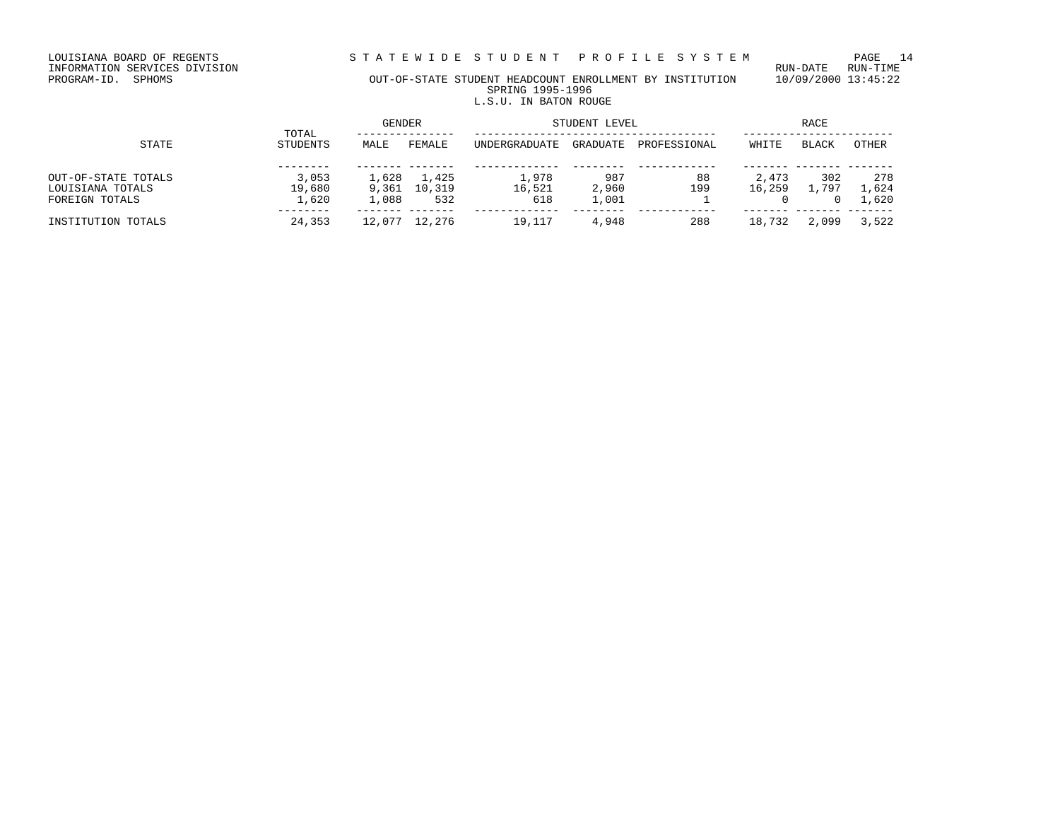LOUISIANA BOARD OF REGENTS
INFORMATION SERVICES DIVISION
PROGRAM-ID. SPHOMS

# STATEWIDE STUDENT PROFILE SYSTEM

RUN-DATE RUN-TIME
10/09/2000 13:45:22

## OUT-OF-STATE STUDENT HEADCOUNT ENROLLMENT BY INSTITUTION
### SPRING 1995-1996
### L.S.U. IN BATON ROUGE

| STATE | TOTAL STUDENTS | GENDER | | STUDENT LEVEL | | | RACE | | |
|---|---|---|---|---|---|---|---|---|---|
| | | MALE | FEMALE | UNDERGRADUATE | GRADUATE | PROFESSIONAL | WHITE | BLACK | OTHER |
| OUT-OF-STATE TOTALS | 3,053 | 1,628 | 1,425 | 1,978 | 987 | 88 | 2,473 | 302 | 278 |
| LOUISIANA TOTALS | 19,680 | 9,361 | 10,319 | 16,521 | 2,960 | 199 | 16,259 | 1,797 | 1,624 |
| FOREIGN TOTALS | 1,620 | 1,088 | 532 | 618 | 1,001 | 1 | 0 | 0 | 1,620 |
| INSTITUTION TOTALS | 24,353 | 12,077 | 12,276 | 19,117 | 4,948 | 288 | 18,732 | 2,099 | 3,522 |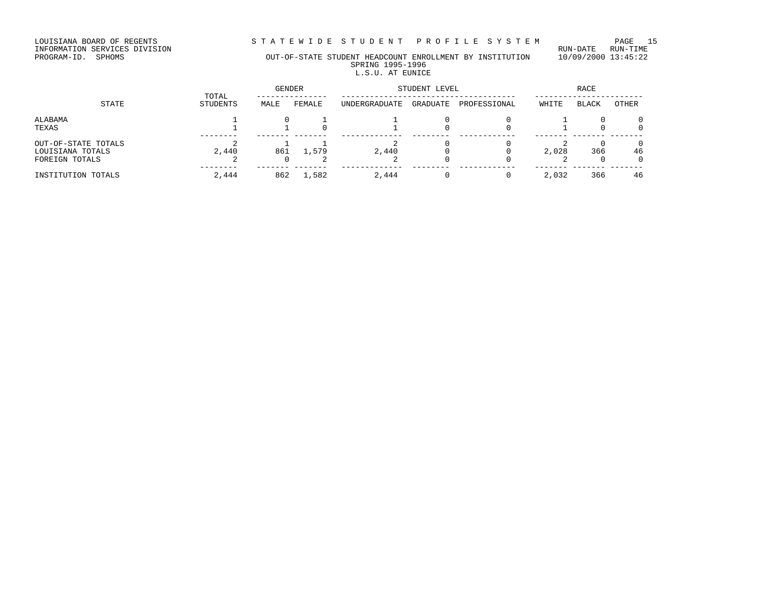LOUISIANA BOARD OF REGENTS
INFORMATION SERVICES DIVISION
PROGRAM-ID. SPHOMS

STATEWIDE STUDENT PROFILE SYSTEM

RUN-DATE RUN-TIME
10/09/2000 13:45:22

## OUT-OF-STATE STUDENT HEADCOUNT ENROLLMENT BY INSTITUTION
### SPRING 1995-1996
### L.S.U. AT EUNICE

| STATE | TOTAL STUDENTS | GENDER | | STUDENT LEVEL | | | RACE | | |
|---|---|---|---|---|---|---|---|---|---|
| | | MALE | FEMALE | UNDERGRADUATE | GRADUATE | PROFESSIONAL | WHITE | BLACK | OTHER |
| ALABAMA | 1 | 0 | 1 | 1 | 0 | 0 | 1 | 0 | 0 |
| TEXAS | 1 | 1 | 0 | 1 | 0 | 0 | 1 | 0 | 0 |
| OUT-OF-STATE TOTALS | 2 | 1 | 1 | 2 | 0 | 0 | 2 | 0 | 0 |
| LOUISIANA TOTALS | 2,440 | 861 | 1,579 | 2,440 | 0 | 0 | 2,028 | 366 | 46 |
| FOREIGN TOTALS | 2 | 0 | 2 | 2 | 0 | 0 | 2 | 0 | 0 |
| INSTITUTION TOTALS | 2,444 | 862 | 1,582 | 2,444 | 0 | 0 | 2,032 | 366 | 46 |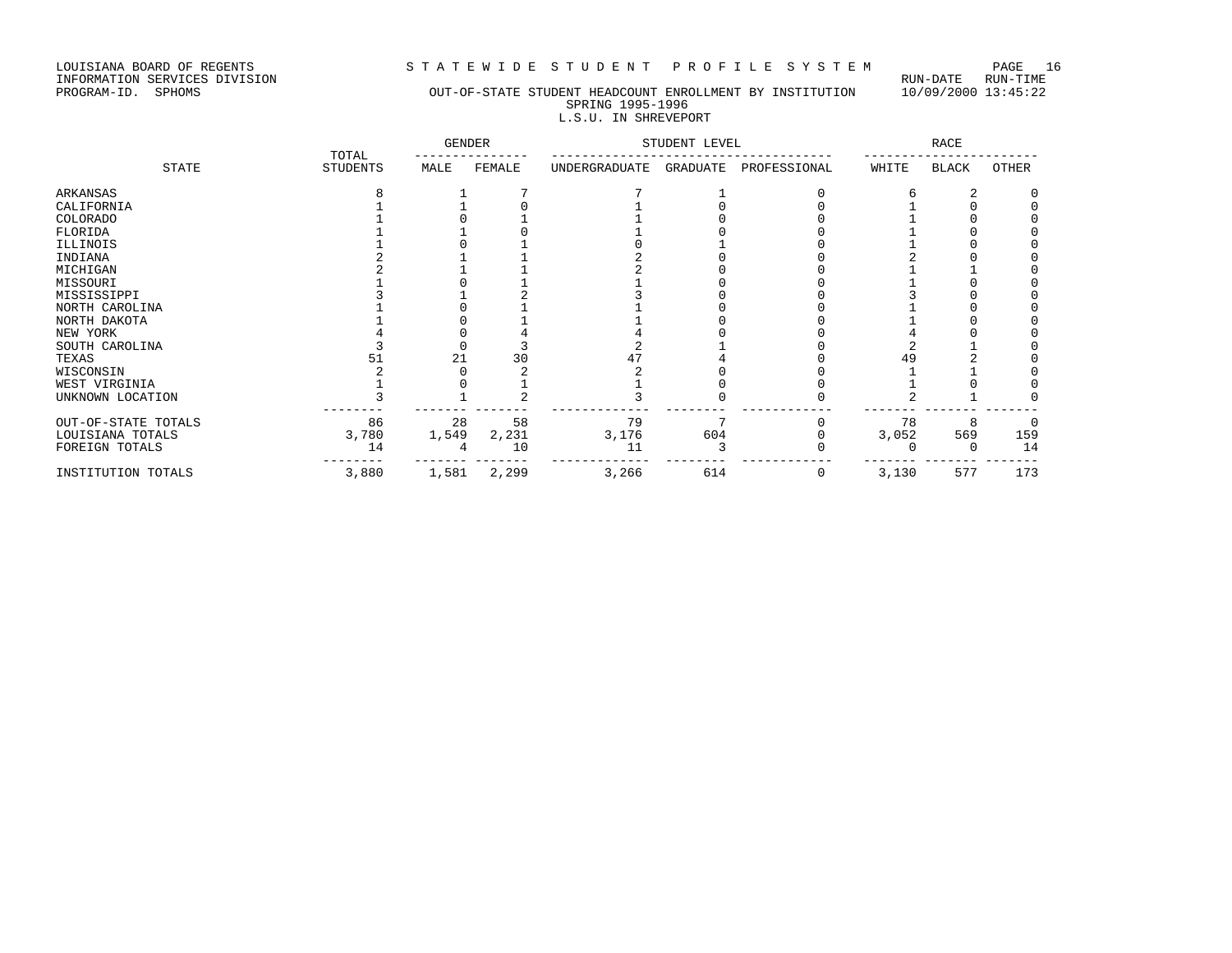LOUISIANA BOARD OF REGENTS
INFORMATION SERVICES DIVISION
PROGRAM-ID. SPHOMS

S T A T E W I D E S T U D E N T P R O F I L E S Y S T E M

RUN-DATE RUN-TIME
10/09/2000 13:45:22

OUT-OF-STATE STUDENT HEADCOUNT ENROLLMENT BY INSTITUTION
SPRING 1995-1996
L.S.U. IN SHREVEPORT

| STATE | TOTAL STUDENTS | GENDER | | STUDENT LEVEL | | | RACE | | |
|---|---|---|---|---|---|---|---|---|---|
| | | MALE | FEMALE | UNDERGRADUATE | GRADUATE | PROFESSIONAL | WHITE | BLACK | OTHER |
| ARKANSAS | 8 | 1 | 7 | 7 | 1 | 0 | 6 | 2 | 0 |
| CALIFORNIA | 1 | 1 | 0 | 1 | 0 | 0 | 1 | 0 | 0 |
| COLORADO | 1 | 0 | 1 | 1 | 0 | 0 | 1 | 0 | 0 |
| FLORIDA | 1 | 1 | 0 | 1 | 0 | 0 | 1 | 0 | 0 |
| ILLINOIS | 1 | 0 | 1 | 0 | 1 | 0 | 1 | 0 | 0 |
| INDIANA | 2 | 1 | 1 | 2 | 0 | 0 | 2 | 0 | 0 |
| MICHIGAN | 2 | 1 | 1 | 2 | 0 | 0 | 1 | 1 | 0 |
| MISSOURI | 1 | 0 | 1 | 1 | 0 | 0 | 1 | 0 | 0 |
| MISSISSIPPI | 3 | 1 | 2 | 3 | 0 | 0 | 3 | 0 | 0 |
| NORTH CAROLINA | 1 | 0 | 1 | 1 | 0 | 0 | 1 | 0 | 0 |
| NORTH DAKOTA | 1 | 0 | 1 | 1 | 0 | 0 | 1 | 0 | 0 |
| NEW YORK | 4 | 0 | 4 | 4 | 0 | 0 | 4 | 0 | 0 |
| SOUTH CAROLINA | 3 | 0 | 3 | 2 | 1 | 0 | 2 | 1 | 0 |
| TEXAS | 51 | 21 | 30 | 47 | 4 | 0 | 49 | 2 | 0 |
| WISCONSIN | 2 | 0 | 2 | 2 | 0 | 0 | 1 | 1 | 0 |
| WEST VIRGINIA | 1 | 0 | 1 | 1 | 0 | 0 | 1 | 0 | 0 |
| UNKNOWN LOCATION | 3 | 1 | 2 | 3 | 0 | 0 | 2 | 1 | 0 |
| OUT-OF-STATE TOTALS | 86 | 28 | 58 | 79 | 7 | 0 | 78 | 8 | 0 |
| LOUISIANA TOTALS | 3,780 | 1,549 | 2,231 | 3,176 | 604 | 0 | 3,052 | 569 | 159 |
| FOREIGN TOTALS | 14 | 4 | 10 | 11 | 3 | 0 | 0 | 0 | 14 |
| INSTITUTION TOTALS | 3,880 | 1,581 | 2,299 | 3,266 | 614 | 0 | 3,130 | 577 | 173 |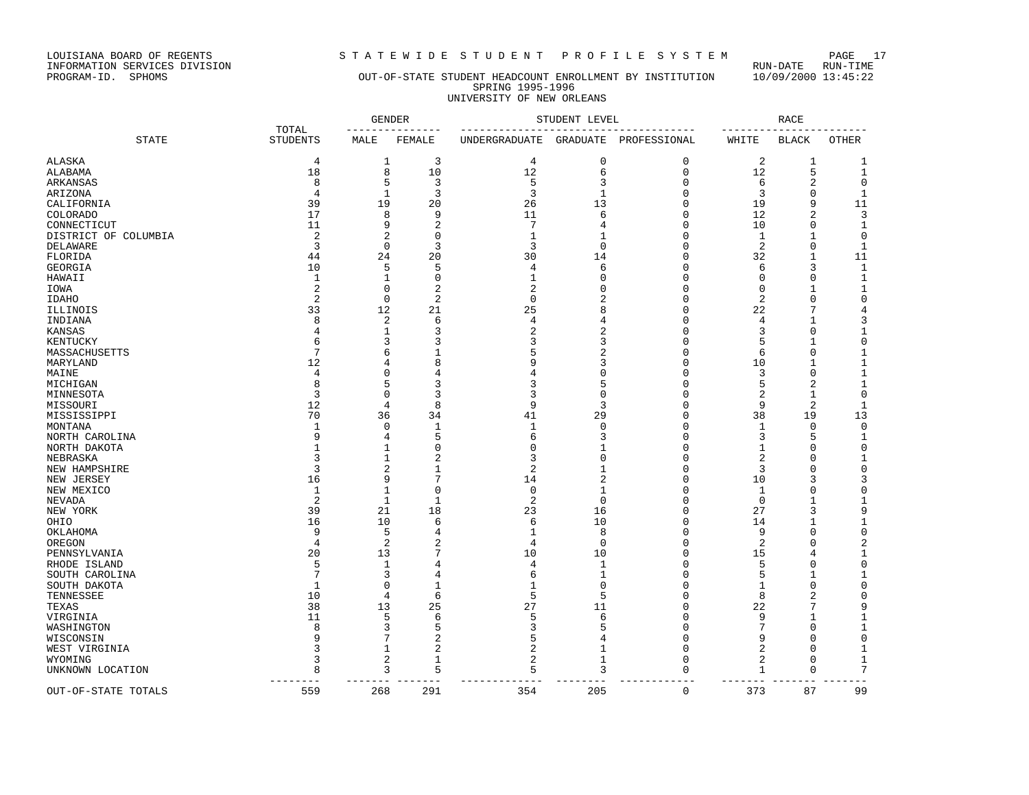LOUISIANA BOARD OF REGENTS
INFORMATION SERVICES DIVISION
PROGRAM-ID. SPHOMS

# S T A T E W I D E S T U D E N T P R O F I L E S Y S T E M

## OUT-OF-STATE STUDENT HEADCOUNT ENROLLMENT BY INSTITUTION
### SPRING 1995-1996
### UNIVERSITY OF NEW ORLEANS

RUN-DATE RUN-TIME
10/09/2000 13:45:22

| STATE | TOTAL STUDENTS | GENDER | | STUDENT LEVEL | | | RACE | | |
|---|---|---|---|---|---|---|---|---|---|
| | | MALE | FEMALE | UNDERGRADUATE | GRADUATE | PROFESSIONAL | WHITE | BLACK | OTHER |
| ALASKA | 4 | 1 | 3 | 4 | 0 | 0 | 2 | 1 | 1 |
| ALABAMA | 18 | 8 | 10 | 12 | 6 | 0 | 12 | 5 | 1 |
| ARKANSAS | 8 | 5 | 3 | 5 | 3 | 0 | 6 | 2 | 0 |
| ARIZONA | 4 | 1 | 3 | 3 | 1 | 0 | 3 | 0 | 1 |
| CALIFORNIA | 39 | 19 | 20 | 26 | 13 | 0 | 19 | 9 | 11 |
| COLORADO | 17 | 8 | 9 | 11 | 6 | 0 | 12 | 2 | 3 |
| CONNECTICUT | 11 | 9 | 2 | 7 | 4 | 0 | 10 | 0 | 1 |
| DISTRICT OF COLUMBIA | 2 | 2 | 0 | 1 | 1 | 0 | 1 | 1 | 0 |
| DELAWARE | 3 | 0 | 3 | 3 | 0 | 0 | 2 | 0 | 1 |
| FLORIDA | 44 | 24 | 20 | 30 | 14 | 0 | 32 | 1 | 11 |
| GEORGIA | 10 | 5 | 5 | 4 | 6 | 0 | 6 | 3 | 1 |
| HAWAII | 1 | 1 | 0 | 1 | 0 | 0 | 0 | 0 | 1 |
| IOWA | 2 | 0 | 2 | 2 | 0 | 0 | 0 | 1 | 1 |
| IDAHO | 2 | 0 | 2 | 0 | 2 | 0 | 2 | 0 | 0 |
| ILLINOIS | 33 | 12 | 21 | 25 | 8 | 0 | 22 | 7 | 4 |
| INDIANA | 8 | 2 | 6 | 4 | 4 | 0 | 4 | 1 | 3 |
| KANSAS | 4 | 1 | 3 | 2 | 2 | 0 | 3 | 0 | 1 |
| KENTUCKY | 6 | 3 | 3 | 3 | 3 | 0 | 5 | 1 | 0 |
| MASSACHUSETTS | 7 | 6 | 1 | 5 | 2 | 0 | 6 | 0 | 1 |
| MARYLAND | 12 | 4 | 8 | 9 | 3 | 0 | 10 | 1 | 1 |
| MAINE | 4 | 0 | 4 | 4 | 0 | 0 | 3 | 0 | 1 |
| MICHIGAN | 8 | 5 | 3 | 3 | 5 | 0 | 5 | 2 | 1 |
| MINNESOTA | 3 | 0 | 3 | 3 | 0 | 0 | 2 | 1 | 0 |
| MISSOURI | 12 | 4 | 8 | 9 | 3 | 0 | 9 | 2 | 1 |
| MISSISSIPPI | 70 | 36 | 34 | 41 | 29 | 0 | 38 | 19 | 13 |
| MONTANA | 1 | 0 | 1 | 1 | 0 | 0 | 1 | 0 | 0 |
| NORTH CAROLINA | 9 | 4 | 5 | 6 | 3 | 0 | 3 | 5 | 1 |
| NORTH DAKOTA | 1 | 1 | 0 | 0 | 1 | 0 | 1 | 0 | 0 |
| NEBRASKA | 3 | 1 | 2 | 3 | 0 | 0 | 2 | 0 | 1 |
| NEW HAMPSHIRE | 3 | 2 | 1 | 2 | 1 | 0 | 3 | 0 | 0 |
| NEW JERSEY | 16 | 9 | 7 | 14 | 2 | 0 | 10 | 3 | 3 |
| NEW MEXICO | 1 | 1 | 0 | 0 | 1 | 0 | 1 | 0 | 0 |
| NEVADA | 2 | 1 | 1 | 2 | 0 | 0 | 0 | 1 | 1 |
| NEW YORK | 39 | 21 | 18 | 23 | 16 | 0 | 27 | 3 | 9 |
| OHIO | 16 | 10 | 6 | 6 | 10 | 0 | 14 | 1 | 1 |
| OKLAHOMA | 9 | 5 | 4 | 1 | 8 | 0 | 9 | 0 | 0 |
| OREGON | 4 | 2 | 2 | 4 | 0 | 0 | 2 | 0 | 2 |
| PENNSYLVANIA | 20 | 13 | 7 | 10 | 10 | 0 | 15 | 4 | 1 |
| RHODE ISLAND | 5 | 1 | 4 | 4 | 1 | 0 | 5 | 0 | 0 |
| SOUTH CAROLINA | 7 | 3 | 4 | 6 | 1 | 0 | 5 | 1 | 1 |
| SOUTH DAKOTA | 1 | 0 | 1 | 1 | 0 | 0 | 1 | 0 | 0 |
| TENNESSEE | 10 | 4 | 6 | 5 | 5 | 0 | 8 | 2 | 0 |
| TEXAS | 38 | 13 | 25 | 27 | 11 | 0 | 22 | 7 | 9 |
| VIRGINIA | 11 | 5 | 6 | 5 | 6 | 0 | 9 | 1 | 1 |
| WASHINGTON | 8 | 3 | 5 | 3 | 5 | 0 | 7 | 0 | 1 |
| WISCONSIN | 9 | 7 | 2 | 5 | 4 | 0 | 9 | 0 | 0 |
| WEST VIRGINIA | 3 | 1 | 2 | 2 | 1 | 0 | 2 | 0 | 1 |
| WYOMING | 3 | 2 | 1 | 2 | 1 | 0 | 2 | 0 | 1 |
| UNKNOWN LOCATION | 8 | 3 | 5 | 5 | 3 | 0 | 1 | 0 | 7 |
| OUT-OF-STATE TOTALS | 559 | 268 | 291 | 354 | 205 | 0 | 373 | 87 | 99 |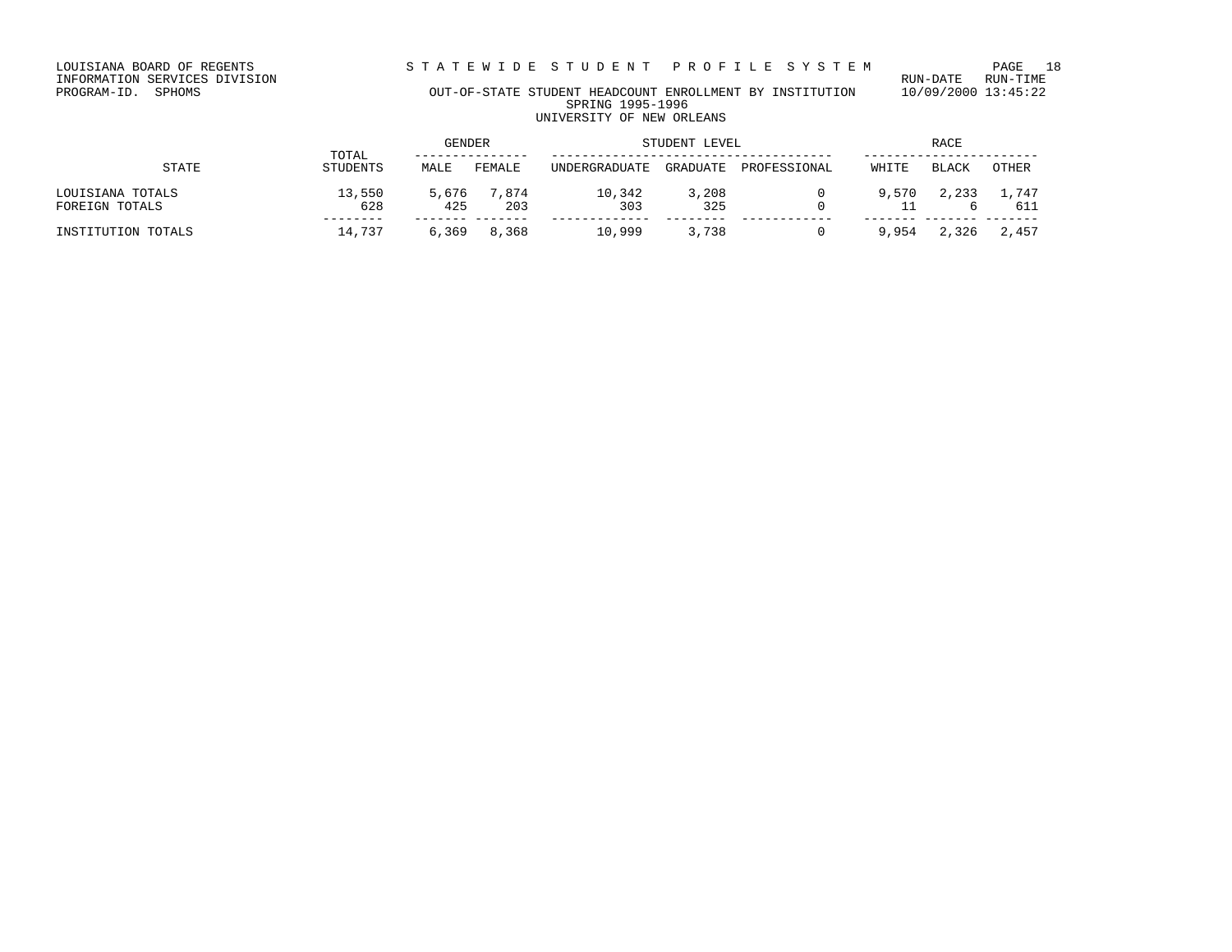LOUISIANA BOARD OF REGENTS
INFORMATION SERVICES DIVISION
PROGRAM-ID. SPHOMS

# STATEWIDE STUDENT PROFILE SYSTEM

RUN-DATE RUN-TIME
10/09/2000 13:45:22

## OUT-OF-STATE STUDENT HEADCOUNT ENROLLMENT BY INSTITUTION
### SPRING 1995-1996
### UNIVERSITY OF NEW ORLEANS

| STATE | TOTAL STUDENTS | GENDER | | STUDENT LEVEL | | | RACE | | |
|---|---|---|---|---|---|---|---|---|---|
| | | MALE | FEMALE | UNDERGRADUATE | GRADUATE | PROFESSIONAL | WHITE | BLACK | OTHER |
| LOUISIANA TOTALS | 13,550 | 5,676 | 7,874 | 10,342 | 3,208 | 0 | 9,570 | 2,233 | 1,747 |
| FOREIGN TOTALS | 628 | 425 | 203 | 303 | 325 | 0 | 11 | 6 | 611 |
| INSTITUTION TOTALS | 14,737 | 6,369 | 8,368 | 10,999 | 3,738 | 0 | 9,954 | 2,326 | 2,457 |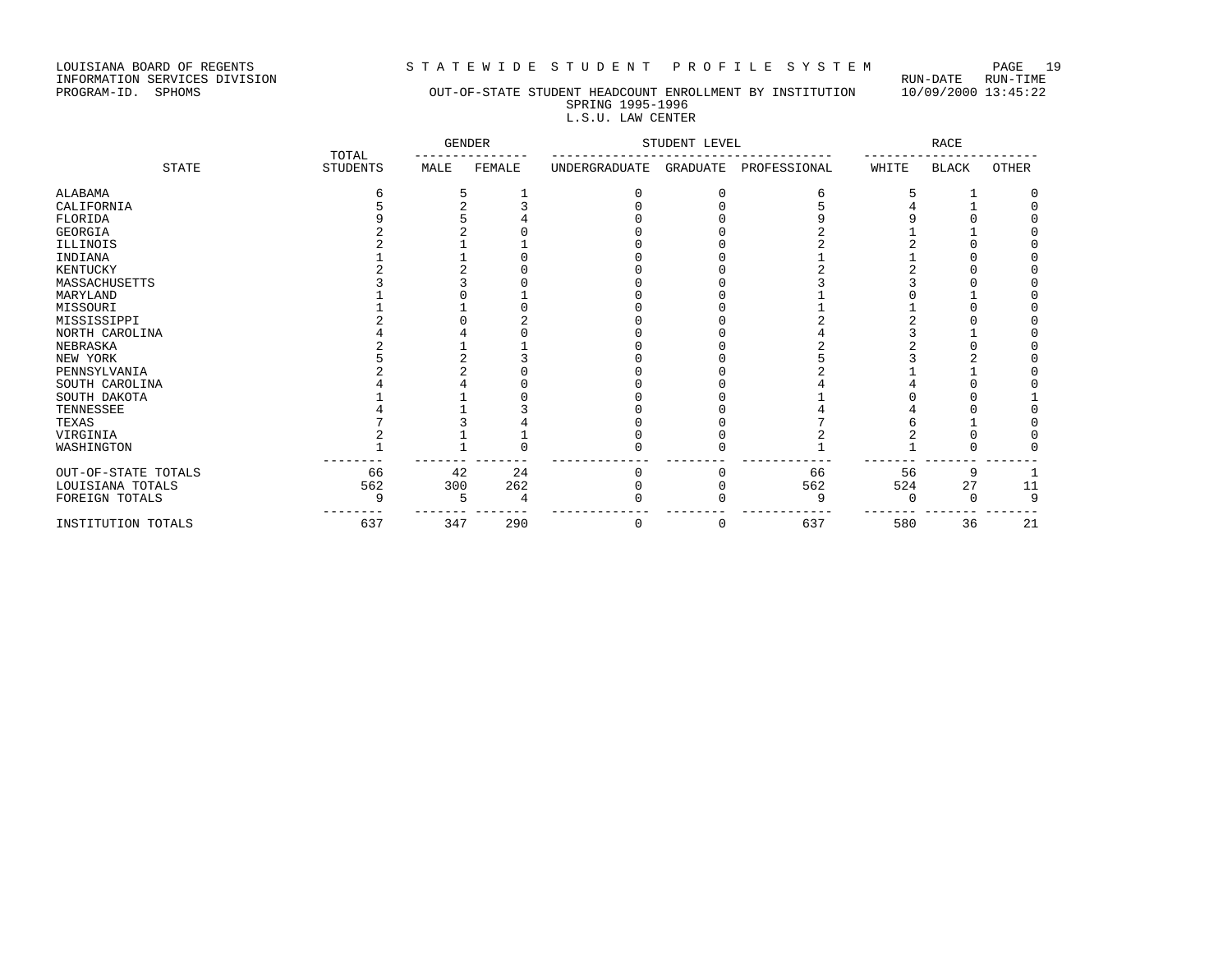LOUISIANA BOARD OF REGENTS
INFORMATION SERVICES DIVISION
PROGRAM-ID. SPHOMS

# STATEWIDE STUDENT PROFILE SYSTEM

RUN-DATE RUN-TIME 10/09/2000 13:45:22

## OUT-OF-STATE STUDENT HEADCOUNT ENROLLMENT BY INSTITUTION
SPRING 1995-1996
L.S.U. LAW CENTER

| STATE | TOTAL STUDENTS | GENDER | | STUDENT LEVEL | | | RACE | | |
|---|---|---|---|---|---|---|---|---|---|
| | | MALE | FEMALE | UNDERGRADUATE | GRADUATE | PROFESSIONAL | WHITE | BLACK | OTHER |
| ALABAMA | 6 | 5 | 1 | 0 | 0 | 6 | 5 | 1 | 0 |
| CALIFORNIA | 5 | 2 | 3 | 0 | 0 | 5 | 4 | 1 | 0 |
| FLORIDA | 9 | 5 | 4 | 0 | 0 | 9 | 9 | 0 | 0 |
| GEORGIA | 2 | 2 | 0 | 0 | 0 | 2 | 1 | 1 | 0 |
| ILLINOIS | 2 | 1 | 1 | 0 | 0 | 2 | 2 | 0 | 0 |
| INDIANA | 1 | 1 | 0 | 0 | 0 | 1 | 1 | 0 | 0 |
| KENTUCKY | 2 | 2 | 0 | 0 | 0 | 2 | 2 | 0 | 0 |
| MASSACHUSETTS | 3 | 3 | 0 | 0 | 0 | 3 | 3 | 0 | 0 |
| MARYLAND | 1 | 0 | 1 | 0 | 0 | 1 | 0 | 1 | 0 |
| MISSOURI | 1 | 1 | 0 | 0 | 0 | 1 | 1 | 0 | 0 |
| MISSISSIPPI | 2 | 0 | 2 | 0 | 0 | 2 | 2 | 0 | 0 |
| NORTH CAROLINA | 4 | 4 | 0 | 0 | 0 | 4 | 3 | 1 | 0 |
| NEBRASKA | 2 | 1 | 1 | 0 | 0 | 2 | 2 | 0 | 0 |
| NEW YORK | 5 | 2 | 3 | 0 | 0 | 5 | 3 | 2 | 0 |
| PENNSYLVANIA | 2 | 2 | 0 | 0 | 0 | 2 | 1 | 1 | 0 |
| SOUTH CAROLINA | 4 | 4 | 0 | 0 | 0 | 4 | 4 | 0 | 0 |
| SOUTH DAKOTA | 1 | 1 | 0 | 0 | 0 | 1 | 0 | 0 | 1 |
| TENNESSEE | 4 | 1 | 3 | 0 | 0 | 4 | 4 | 0 | 0 |
| TEXAS | 7 | 3 | 4 | 0 | 0 | 7 | 6 | 1 | 0 |
| VIRGINIA | 2 | 1 | 1 | 0 | 0 | 2 | 2 | 0 | 0 |
| WASHINGTON | 1 | 1 | 0 | 0 | 0 | 1 | 1 | 0 | 0 |
| OUT-OF-STATE TOTALS | 66 | 42 | 24 | 0 | 0 | 66 | 56 | 9 | 1 |
| LOUISIANA TOTALS | 562 | 300 | 262 | 0 | 0 | 562 | 524 | 27 | 11 |
| FOREIGN TOTALS | 9 | 5 | 4 | 0 | 0 | 9 | 0 | 0 | 9 |
| INSTITUTION TOTALS | 637 | 347 | 290 | 0 | 0 | 637 | 580 | 36 | 21 |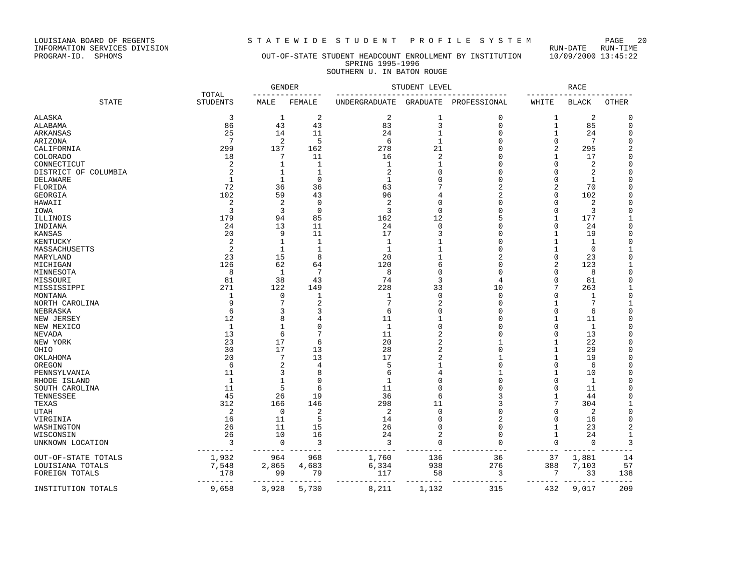LOUISIANA BOARD OF REGENTS
INFORMATION SERVICES DIVISION
PROGRAM-ID. SPHOMS

# STATEWIDE STUDENT PROFILE SYSTEM

RUN-DATE RUN-TIME 10/09/2000 13:45:22

## OUT-OF-STATE STUDENT HEADCOUNT ENROLLMENT BY INSTITUTION
SPRING 1995-1996
SOUTHERN U. IN BATON ROUGE

| STATE | TOTAL STUDENTS | GENDER | | STUDENT LEVEL | | | RACE | | |
|---|---|---|---|---|---|---|---|---|---|
| | | MALE | FEMALE | UNDERGRADUATE | GRADUATE | PROFESSIONAL | WHITE | BLACK | OTHER |
| ALASKA | 3 | 1 | 2 | 2 | 1 | 0 | 1 | 2 | 0 |
| ALABAMA | 86 | 43 | 43 | 83 | 3 | 0 | 1 | 85 | 0 |
| ARKANSAS | 25 | 14 | 11 | 24 | 1 | 0 | 1 | 24 | 0 |
| ARIZONA | 7 | 2 | 5 | 6 | 1 | 0 | 0 | 7 | 0 |
| CALIFORNIA | 299 | 137 | 162 | 278 | 21 | 0 | 2 | 295 | 2 |
| COLORADO | 18 | 7 | 11 | 16 | 2 | 0 | 1 | 17 | 0 |
| CONNECTICUT | 2 | 1 | 1 | 1 | 1 | 0 | 0 | 2 | 0 |
| DISTRICT OF COLUMBIA | 2 | 1 | 1 | 2 | 0 | 0 | 0 | 2 | 0 |
| DELAWARE | 1 | 1 | 0 | 1 | 0 | 0 | 0 | 1 | 0 |
| FLORIDA | 72 | 36 | 36 | 63 | 7 | 2 | 2 | 70 | 0 |
| GEORGIA | 102 | 59 | 43 | 96 | 4 | 2 | 0 | 102 | 0 |
| HAWAII | 2 | 2 | 0 | 2 | 0 | 0 | 0 | 2 | 0 |
| IOWA | 3 | 3 | 0 | 3 | 0 | 0 | 0 | 3 | 0 |
| ILLINOIS | 179 | 94 | 85 | 162 | 12 | 5 | 1 | 177 | 1 |
| INDIANA | 24 | 13 | 11 | 24 | 0 | 0 | 0 | 24 | 0 |
| KANSAS | 20 | 9 | 11 | 17 | 3 | 0 | 1 | 19 | 0 |
| KENTUCKY | 2 | 1 | 1 | 1 | 1 | 0 | 1 | 1 | 0 |
| MASSACHUSETTS | 2 | 1 | 1 | 1 | 1 | 0 | 1 | 0 | 1 |
| MARYLAND | 23 | 15 | 8 | 20 | 1 | 2 | 0 | 23 | 0 |
| MICHIGAN | 126 | 62 | 64 | 120 | 6 | 0 | 2 | 123 | 1 |
| MINNESOTA | 8 | 1 | 7 | 8 | 0 | 0 | 0 | 8 | 0 |
| MISSOURI | 81 | 38 | 43 | 74 | 3 | 4 | 0 | 81 | 0 |
| MISSISSIPPI | 271 | 122 | 149 | 228 | 33 | 10 | 7 | 263 | 1 |
| MONTANA | 1 | 0 | 1 | 1 | 0 | 0 | 0 | 1 | 0 |
| NORTH CAROLINA | 9 | 7 | 2 | 7 | 2 | 0 | 1 | 7 | 1 |
| NEBRASKA | 6 | 3 | 3 | 6 | 0 | 0 | 0 | 6 | 0 |
| NEW JERSEY | 12 | 8 | 4 | 11 | 1 | 0 | 1 | 11 | 0 |
| NEW MEXICO | 1 | 1 | 0 | 1 | 0 | 0 | 0 | 1 | 0 |
| NEVADA | 13 | 6 | 7 | 11 | 2 | 0 | 0 | 13 | 0 |
| NEW YORK | 23 | 17 | 6 | 20 | 2 | 1 | 1 | 22 | 0 |
| OHIO | 30 | 17 | 13 | 28 | 2 | 0 | 1 | 29 | 0 |
| OKLAHOMA | 20 | 7 | 13 | 17 | 2 | 1 | 1 | 19 | 0 |
| OREGON | 6 | 2 | 4 | 5 | 1 | 0 | 0 | 6 | 0 |
| PENNSYLVANIA | 11 | 3 | 8 | 6 | 4 | 1 | 1 | 10 | 0 |
| RHODE ISLAND | 1 | 1 | 0 | 1 | 0 | 0 | 0 | 1 | 0 |
| SOUTH CAROLINA | 11 | 5 | 6 | 11 | 0 | 0 | 0 | 11 | 0 |
| TENNESSEE | 45 | 26 | 19 | 36 | 6 | 3 | 1 | 44 | 0 |
| TEXAS | 312 | 166 | 146 | 298 | 11 | 3 | 7 | 304 | 1 |
| UTAH | 2 | 0 | 2 | 2 | 0 | 0 | 0 | 2 | 0 |
| VIRGINIA | 16 | 11 | 5 | 14 | 0 | 2 | 0 | 16 | 0 |
| WASHINGTON | 26 | 11 | 15 | 26 | 0 | 0 | 1 | 23 | 2 |
| WISCONSIN | 26 | 10 | 16 | 24 | 2 | 0 | 1 | 24 | 1 |
| UNKNOWN LOCATION | 3 | 0 | 3 | 3 | 0 | 0 | 0 | 0 | 3 |
| OUT-OF-STATE TOTALS | 1,932 | 964 | 968 | 1,760 | 136 | 36 | 37 | 1,881 | 14 |
| LOUISIANA TOTALS | 7,548 | 2,865 | 4,683 | 6,334 | 938 | 276 | 388 | 7,103 | 57 |
| FOREIGN TOTALS | 178 | 99 | 79 | 117 | 58 | 3 | 7 | 33 | 138 |
| INSTITUTION TOTALS | 9,658 | 3,928 | 5,730 | 8,211 | 1,132 | 315 | 432 | 9,017 | 209 |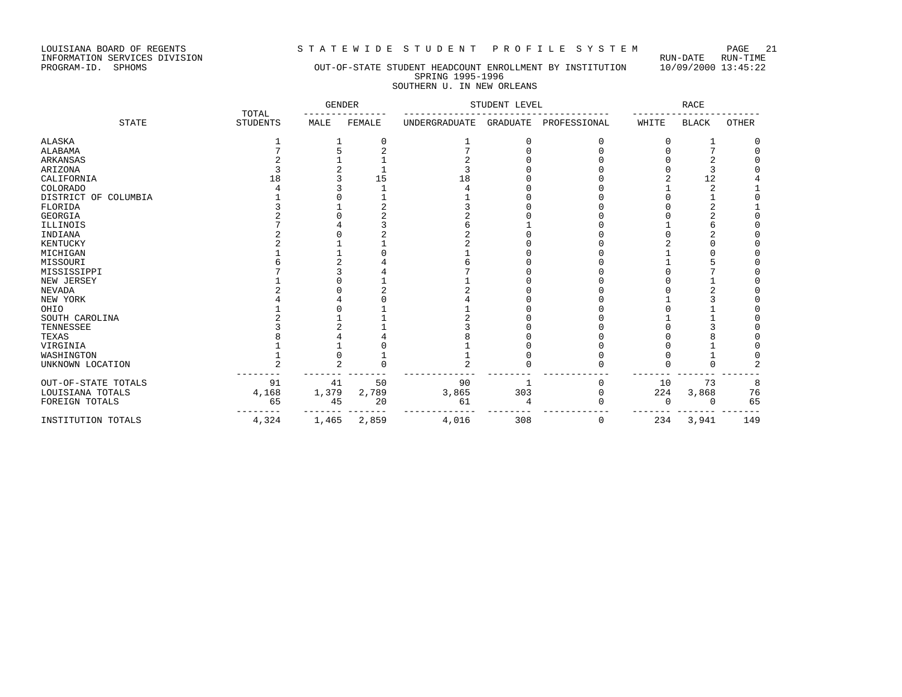LOUISIANA BOARD OF REGENTS
INFORMATION SERVICES DIVISION
PROGRAM-ID. SPHOMS

STATEWIDE STUDENT PROFILE SYSTEM

RUN-DATE RUN-TIME 10/09/2000 13:45:22

OUT-OF-STATE STUDENT HEADCOUNT ENROLLMENT BY INSTITUTION
SPRING 1995-1996
SOUTHERN U. IN NEW ORLEANS

| STATE | TOTAL STUDENTS | GENDER | | STUDENT LEVEL | | | RACE | | |
|---|---|---|---|---|---|---|---|---|---|
| | | MALE | FEMALE | UNDERGRADUATE | GRADUATE | PROFESSIONAL | WHITE | BLACK | OTHER |
| ALASKA | 1 | 1 | 0 | 1 | 0 | 0 | 0 | 1 | 0 |
| ALABAMA | 7 | 5 | 2 | 7 | 0 | 0 | 0 | 7 | 0 |
| ARKANSAS | 2 | 1 | 1 | 2 | 0 | 0 | 0 | 2 | 0 |
| ARIZONA | 3 | 2 | 1 | 3 | 0 | 0 | 0 | 3 | 0 |
| CALIFORNIA | 18 | 3 | 15 | 18 | 0 | 0 | 2 | 12 | 4 |
| COLORADO | 4 | 3 | 1 | 4 | 0 | 0 | 1 | 2 | 1 |
| DISTRICT OF COLUMBIA | 1 | 0 | 1 | 1 | 0 | 0 | 0 | 1 | 0 |
| FLORIDA | 3 | 1 | 2 | 3 | 0 | 0 | 0 | 2 | 1 |
| GEORGIA | 2 | 0 | 2 | 2 | 0 | 0 | 0 | 2 | 0 |
| ILLINOIS | 7 | 4 | 3 | 6 | 1 | 0 | 1 | 6 | 0 |
| INDIANA | 2 | 0 | 2 | 2 | 0 | 0 | 0 | 2 | 0 |
| KENTUCKY | 2 | 1 | 1 | 2 | 0 | 0 | 2 | 0 | 0 |
| MICHIGAN | 1 | 1 | 0 | 1 | 0 | 0 | 1 | 0 | 0 |
| MISSOURI | 6 | 2 | 4 | 6 | 0 | 0 | 1 | 5 | 0 |
| MISSISSIPPI | 7 | 3 | 4 | 7 | 0 | 0 | 0 | 7 | 0 |
| NEW JERSEY | 1 | 0 | 1 | 1 | 0 | 0 | 0 | 1 | 0 |
| NEVADA | 2 | 0 | 2 | 2 | 0 | 0 | 0 | 2 | 0 |
| NEW YORK | 4 | 4 | 0 | 4 | 0 | 0 | 1 | 3 | 0 |
| OHIO | 1 | 0 | 1 | 1 | 0 | 0 | 0 | 1 | 0 |
| SOUTH CAROLINA | 2 | 1 | 1 | 2 | 0 | 0 | 1 | 1 | 0 |
| TENNESSEE | 3 | 2 | 1 | 3 | 0 | 0 | 0 | 3 | 0 |
| TEXAS | 8 | 4 | 4 | 8 | 0 | 0 | 0 | 8 | 0 |
| VIRGINIA | 1 | 1 | 0 | 1 | 0 | 0 | 0 | 1 | 0 |
| WASHINGTON | 1 | 0 | 1 | 1 | 0 | 0 | 0 | 1 | 0 |
| UNKNOWN LOCATION | 2 | 2 | 0 | 2 | 0 | 0 | 0 | 0 | 2 |
| OUT-OF-STATE TOTALS | 91 | 41 | 50 | 90 | 1 | 0 | 10 | 73 | 8 |
| LOUISIANA TOTALS | 4,168 | 1,379 | 2,789 | 3,865 | 303 | 0 | 224 | 3,868 | 76 |
| FOREIGN TOTALS | 65 | 45 | 20 | 61 | 4 | 0 | 0 | 0 | 65 |
| INSTITUTION TOTALS | 4,324 | 1,465 | 2,859 | 4,016 | 308 | 0 | 234 | 3,941 | 149 |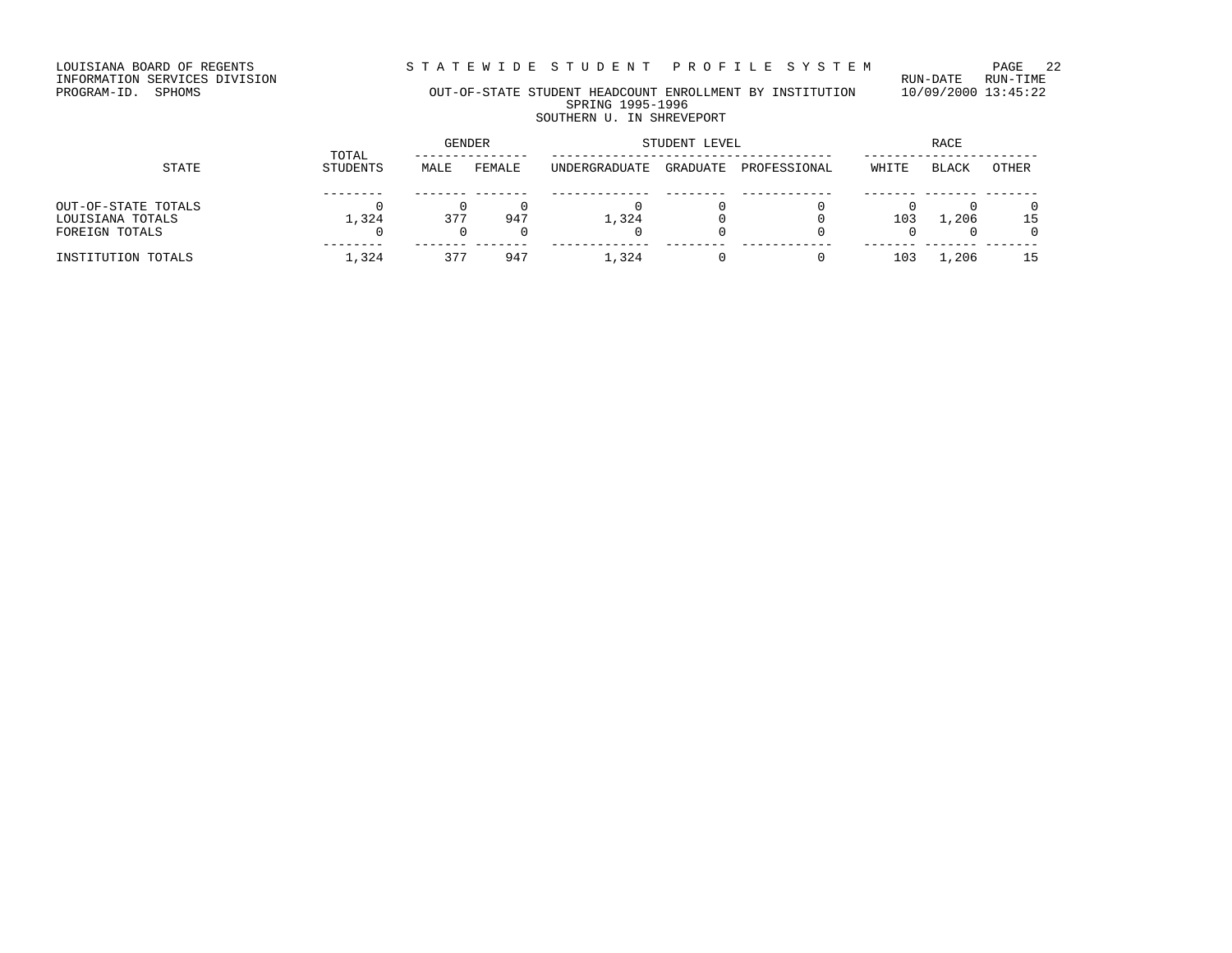LOUISIANA BOARD OF REGENTS
INFORMATION SERVICES DIVISION
PROGRAM-ID. SPHOMS

# STATEWIDE STUDENT PROFILE SYSTEM

RUN-DATE RUN-TIME
10/09/2000 13:45:22

## OUT-OF-STATE STUDENT HEADCOUNT ENROLLMENT BY INSTITUTION
SPRING 1995-1996
SOUTHERN U. IN SHREVEPORT

| STATE | TOTAL STUDENTS | GENDER | | STUDENT LEVEL | | | RACE | | |
|---|---|---|---|---|---|---|---|---|---|
| | | MALE | FEMALE | UNDERGRADUATE | GRADUATE | PROFESSIONAL | WHITE | BLACK | OTHER |
| OUT-OF-STATE TOTALS | 0 | 0 | 0 | 0 | 0 | 0 | 0 | 0 | 0 |
| LOUISIANA TOTALS | 1,324 | 377 | 947 | 1,324 | 0 | 0 | 103 | 1,206 | 15 |
| FOREIGN TOTALS | 0 | 0 | 0 | 0 | 0 | 0 | 0 | 0 | 0 |
| INSTITUTION TOTALS | 1,324 | 377 | 947 | 1,324 | 0 | 0 | 103 | 1,206 | 15 |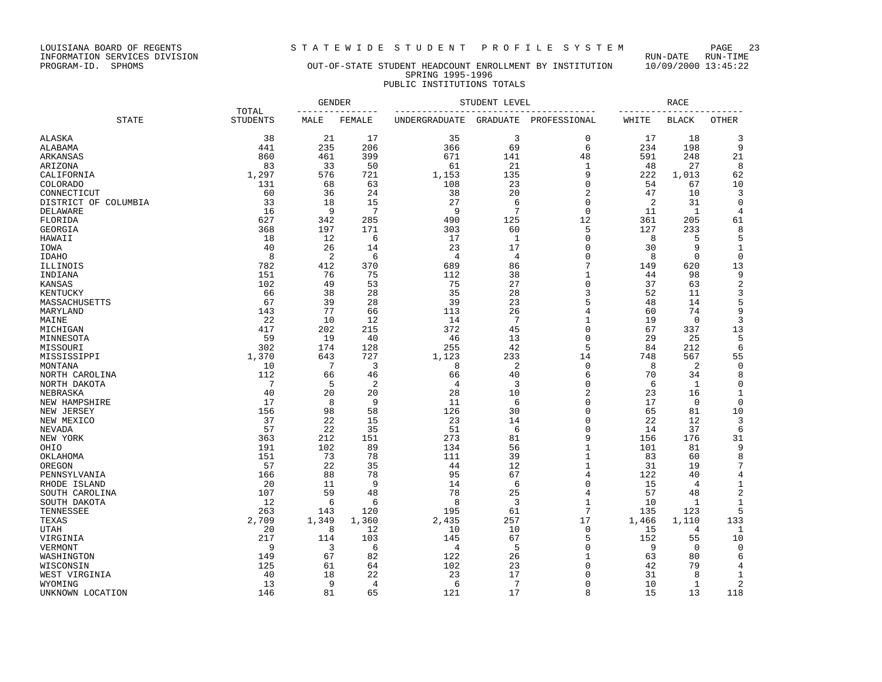LOUISIANA BOARD OF REGENTS
INFORMATION SERVICES DIVISION
PROGRAM-ID. SPHOMS

STATEWIDE STUDENT PROFILE SYSTEM

RUN-DATE RUN-TIME
10/09/2000 13:45:22

# OUT-OF-STATE STUDENT HEADCOUNT ENROLLMENT BY INSTITUTION
## SPRING 1995-1996
## PUBLIC INSTITUTIONS TOTALS

| STATE | TOTAL STUDENTS | GENDER | | STUDENT LEVEL | | | RACE | | |
|---|---|---|---|---|---|---|---|---|---|
| | | MALE | FEMALE | UNDERGRADUATE | GRADUATE | PROFESSIONAL | WHITE | BLACK | OTHER |
| ALASKA | 38 | 21 | 17 | 35 | 3 | 0 | 17 | 18 | 3 |
| ALABAMA | 441 | 235 | 206 | 366 | 69 | 6 | 234 | 198 | 9 |
| ARKANSAS | 860 | 461 | 399 | 671 | 141 | 48 | 591 | 248 | 21 |
| ARIZONA | 83 | 33 | 50 | 61 | 21 | 1 | 48 | 27 | 8 |
| CALIFORNIA | 1,297 | 576 | 721 | 1,153 | 135 | 9 | 222 | 1,013 | 62 |
| COLORADO | 131 | 68 | 63 | 108 | 23 | 0 | 54 | 67 | 10 |
| CONNECTICUT | 60 | 36 | 24 | 38 | 20 | 2 | 47 | 10 | 3 |
| DISTRICT OF COLUMBIA | 33 | 18 | 15 | 27 | 6 | 0 | 2 | 31 | 0 |
| DELAWARE | 16 | 9 | 7 | 9 | 7 | 0 | 11 | 1 | 4 |
| FLORIDA | 627 | 342 | 285 | 490 | 125 | 12 | 361 | 205 | 61 |
| GEORGIA | 368 | 197 | 171 | 303 | 60 | 5 | 127 | 233 | 8 |
| HAWAII | 18 | 12 | 6 | 17 | 1 | 0 | 8 | 5 | 5 |
| IOWA | 40 | 26 | 14 | 23 | 17 | 0 | 30 | 9 | 1 |
| IDAHO | 8 | 2 | 6 | 4 | 4 | 0 | 8 | 0 | 0 |
| ILLINOIS | 782 | 412 | 370 | 689 | 86 | 7 | 149 | 620 | 13 |
| INDIANA | 151 | 76 | 75 | 112 | 38 | 1 | 44 | 98 | 9 |
| KANSAS | 102 | 49 | 53 | 75 | 27 | 0 | 37 | 63 | 2 |
| KENTUCKY | 66 | 38 | 28 | 35 | 28 | 3 | 52 | 11 | 3 |
| MASSACHUSETTS | 67 | 39 | 28 | 39 | 23 | 5 | 48 | 14 | 5 |
| MARYLAND | 143 | 77 | 66 | 113 | 26 | 4 | 60 | 74 | 9 |
| MAINE | 22 | 10 | 12 | 14 | 7 | 1 | 19 | 0 | 3 |
| MICHIGAN | 417 | 202 | 215 | 372 | 45 | 0 | 67 | 337 | 13 |
| MINNESOTA | 59 | 19 | 40 | 46 | 13 | 0 | 29 | 25 | 5 |
| MISSOURI | 302 | 174 | 128 | 255 | 42 | 5 | 84 | 212 | 6 |
| MISSISSIPPI | 1,370 | 643 | 727 | 1,123 | 233 | 14 | 748 | 567 | 55 |
| MONTANA | 10 | 7 | 3 | 8 | 2 | 0 | 8 | 2 | 0 |
| NORTH CAROLINA | 112 | 66 | 46 | 66 | 40 | 6 | 70 | 34 | 8 |
| NORTH DAKOTA | 7 | 5 | 2 | 4 | 3 | 0 | 6 | 1 | 0 |
| NEBRASKA | 40 | 20 | 20 | 28 | 10 | 2 | 23 | 16 | 1 |
| NEW HAMPSHIRE | 17 | 8 | 9 | 11 | 6 | 0 | 17 | 0 | 0 |
| NEW JERSEY | 156 | 98 | 58 | 126 | 30 | 0 | 65 | 81 | 10 |
| NEW MEXICO | 37 | 22 | 15 | 23 | 14 | 0 | 22 | 12 | 3 |
| NEVADA | 57 | 22 | 35 | 51 | 6 | 0 | 14 | 37 | 6 |
| NEW YORK | 363 | 212 | 151 | 273 | 81 | 9 | 156 | 176 | 31 |
| OHIO | 191 | 102 | 89 | 134 | 56 | 1 | 101 | 81 | 9 |
| OKLAHOMA | 151 | 73 | 78 | 111 | 39 | 1 | 83 | 60 | 8 |
| OREGON | 57 | 22 | 35 | 44 | 12 | 1 | 31 | 19 | 7 |
| PENNSYLVANIA | 166 | 88 | 78 | 95 | 67 | 4 | 122 | 40 | 4 |
| RHODE ISLAND | 20 | 11 | 9 | 14 | 6 | 0 | 15 | 4 | 1 |
| SOUTH CAROLINA | 107 | 59 | 48 | 78 | 25 | 4 | 57 | 48 | 2 |
| SOUTH DAKOTA | 12 | 6 | 6 | 8 | 3 | 1 | 10 | 1 | 1 |
| TENNESSEE | 263 | 143 | 120 | 195 | 61 | 7 | 135 | 123 | 5 |
| TEXAS | 2,709 | 1,349 | 1,360 | 2,435 | 257 | 17 | 1,466 | 1,110 | 133 |
| UTAH | 20 | 8 | 12 | 10 | 10 | 0 | 15 | 4 | 1 |
| VIRGINIA | 217 | 114 | 103 | 145 | 67 | 5 | 152 | 55 | 10 |
| VERMONT | 9 | 3 | 6 | 4 | 5 | 0 | 9 | 0 | 0 |
| WASHINGTON | 149 | 67 | 82 | 122 | 26 | 1 | 63 | 80 | 6 |
| WISCONSIN | 125 | 61 | 64 | 102 | 23 | 0 | 42 | 79 | 4 |
| WEST VIRGINIA | 40 | 18 | 22 | 23 | 17 | 0 | 31 | 8 | 1 |
| WYOMING | 13 | 9 | 4 | 6 | 7 | 0 | 10 | 1 | 2 |
| UNKNOWN LOCATION | 146 | 81 | 65 | 121 | 17 | 8 | 15 | 13 | 118 |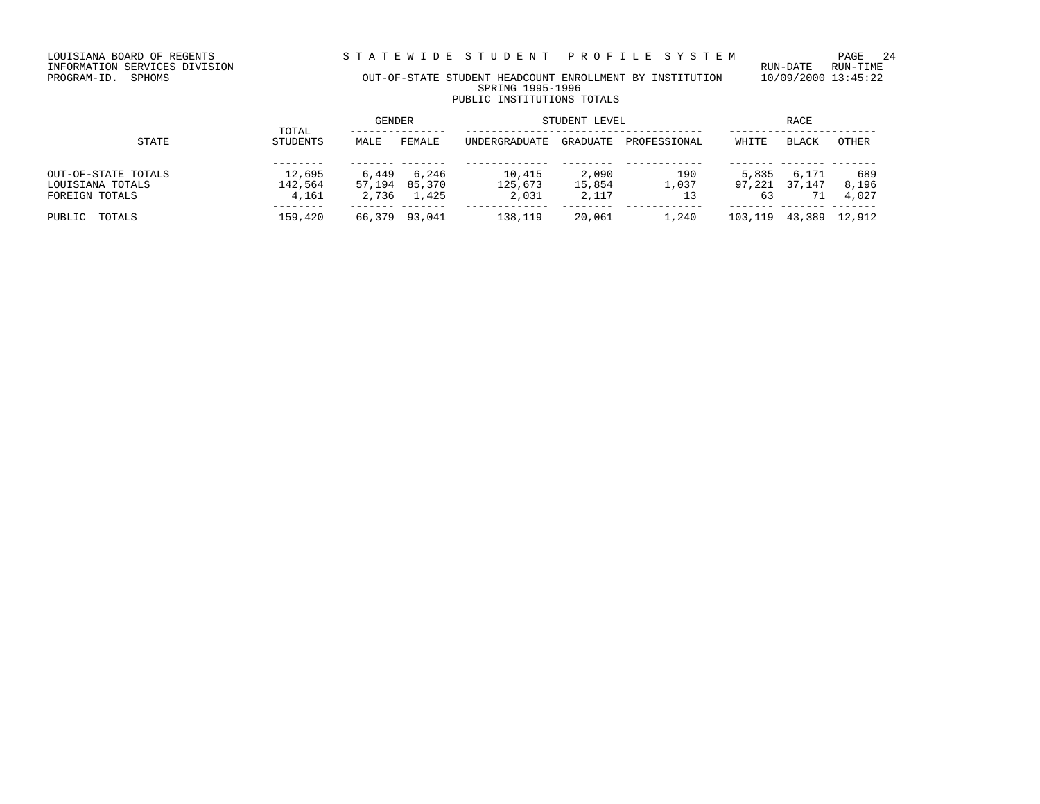LOUISIANA BOARD OF REGENTS
INFORMATION SERVICES DIVISION
PROGRAM-ID. SPHOMS

# STATEWIDE STUDENT PROFILE SYSTEM

RUN-DATE RUN-TIME
10/09/2000 13:45:22

## OUT-OF-STATE STUDENT HEADCOUNT ENROLLMENT BY INSTITUTION
### SPRING 1995-1996
### PUBLIC INSTITUTIONS TOTALS

| STATE | TOTAL STUDENTS | GENDER | | STUDENT LEVEL | | | RACE | | |
|---|---|---|---|---|---|---|---|---|---|
| | | MALE | FEMALE | UNDERGRADUATE | GRADUATE | PROFESSIONAL | WHITE | BLACK | OTHER |
| OUT-OF-STATE TOTALS | 12,695 | 6,449 | 6,246 | 10,415 | 2,090 | 190 | 5,835 | 6,171 | 689 |
| LOUISIANA TOTALS | 142,564 | 57,194 | 85,370 | 125,673 | 15,854 | 1,037 | 97,221 | 37,147 | 8,196 |
| FOREIGN TOTALS | 4,161 | 2,736 | 1,425 | 2,031 | 2,117 | 13 | 63 | 71 | 4,027 |
| PUBLIC TOTALS | 159,420 | 66,379 | 93,041 | 138,119 | 20,061 | 1,240 | 103,119 | 43,389 | 12,912 |